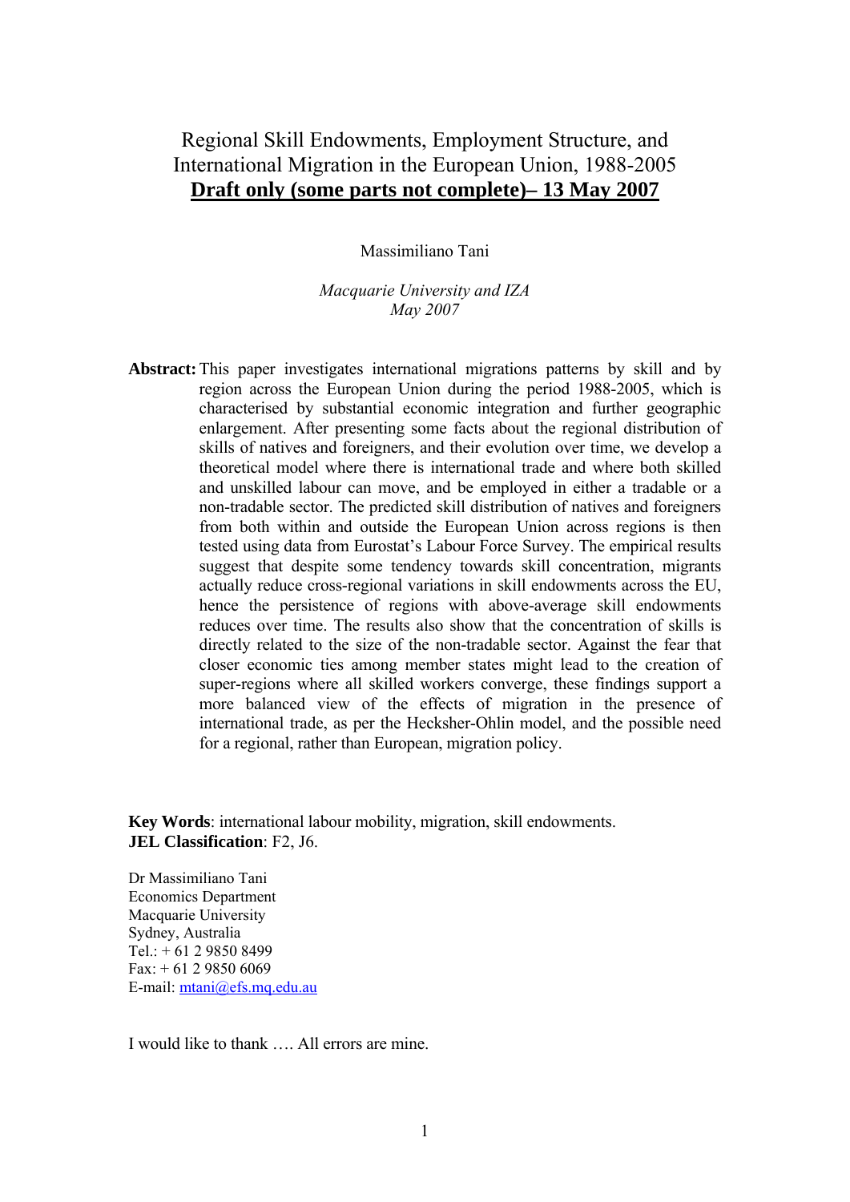# Regional Skill Endowments, Employment Structure, and International Migration in the European Union, 1988-2005

**Draft only (some parts not complete)– 13 May 2007**

Massimiliano Tani

*Macquarie University and IZA*
*May 2007*

**Abstract:** This paper investigates international migrations patterns by skill and by region across the European Union during the period 1988-2005, which is characterised by substantial economic integration and further geographic enlargement. After presenting some facts about the regional distribution of skills of natives and foreigners, and their evolution over time, we develop a theoretical model where there is international trade and where both skilled and unskilled labour can move, and be employed in either a tradable or a non-tradable sector. The predicted skill distribution of natives and foreigners from both within and outside the European Union across regions is then tested using data from Eurostat's Labour Force Survey. The empirical results suggest that despite some tendency towards skill concentration, migrants actually reduce cross-regional variations in skill endowments across the EU, hence the persistence of regions with above-average skill endowments reduces over time. The results also show that the concentration of skills is directly related to the size of the non-tradable sector. Against the fear that closer economic ties among member states might lead to the creation of super-regions where all skilled workers converge, these findings support a more balanced view of the effects of migration in the presence of international trade, as per the Hecksher-Ohlin model, and the possible need for a regional, rather than European, migration policy.

**Key Words**: international labour mobility, migration, skill endowments.
**JEL Classification**: F2, J6.

Dr Massimiliano Tani
Economics Department
Macquarie University
Sydney, Australia
Tel.: + 61 2 9850 8499
Fax: + 61 2 9850 6069
E-mail: mtani@efs.mq.edu.au

I would like to thank …. All errors are mine.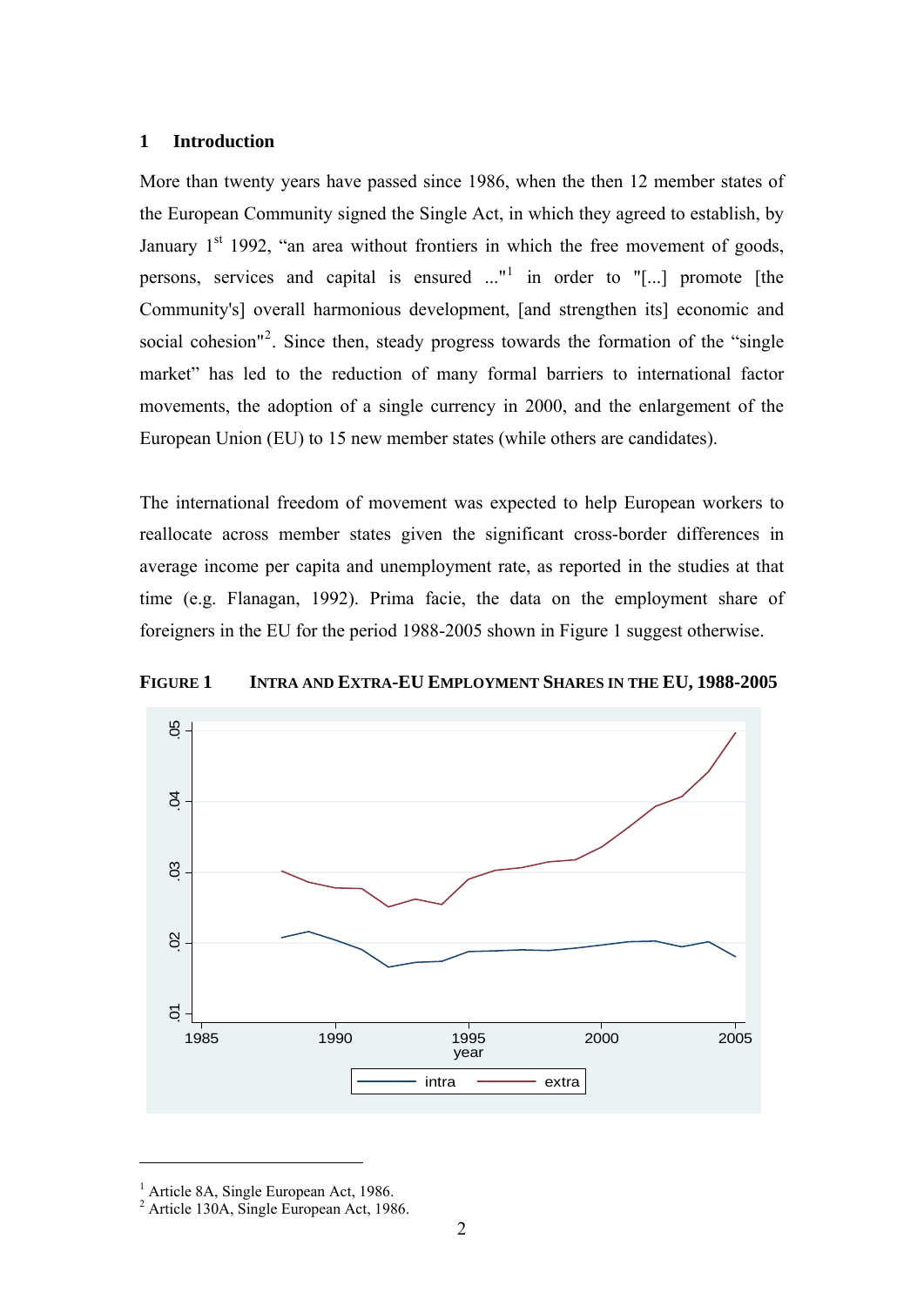## 1 Introduction

More than twenty years have passed since 1986, when the then 12 member states of the European Community signed the Single Act, in which they agreed to establish, by January 1st 1992, "an area without frontiers in which the free movement of goods, persons, services and capital is ensured ..."[1] in order to "[...] promote [the Community's] overall harmonious development, [and strengthen its] economic and social cohesion"[2]. Since then, steady progress towards the formation of the "single market" has led to the reduction of many formal barriers to international factor movements, the adoption of a single currency in 2000, and the enlargement of the European Union (EU) to 15 new member states (while others are candidates).

The international freedom of movement was expected to help European workers to reallocate across member states given the significant cross-border differences in average income per capita and unemployment rate, as reported in the studies at that time (e.g. Flanagan, 1992). Prima facie, the data on the employment share of foreigners in the EU for the period 1988-2005 shown in Figure 1 suggest otherwise.

**FIGURE 1 INTRA AND EXTRA-EU EMPLOYMENT SHARES IN THE EU, 1988-2005**

[1] Article 8A, Single European Act, 1986.
[2] Article 130A, Single European Act, 1986.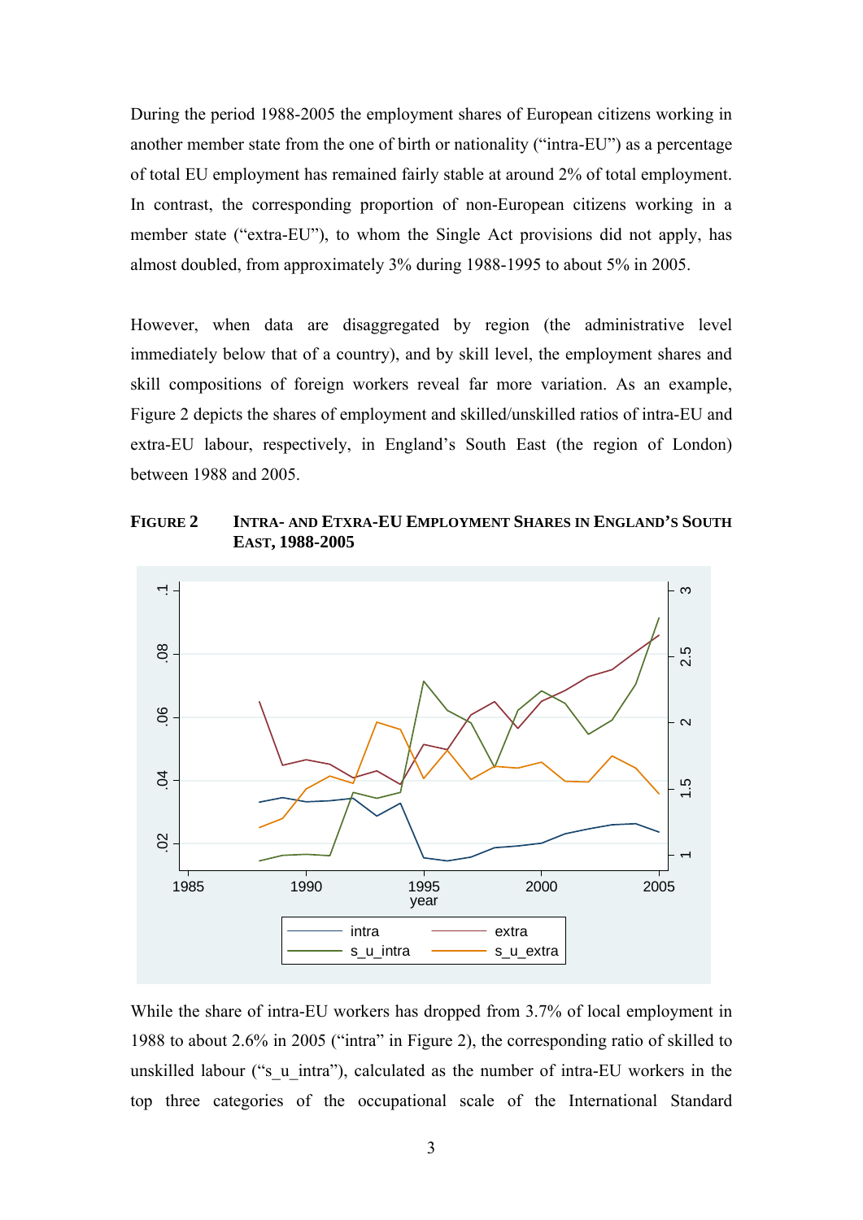During the period 1988-2005 the employment shares of European citizens working in another member state from the one of birth or nationality ("intra-EU") as a percentage of total EU employment has remained fairly stable at around 2% of total employment. In contrast, the corresponding proportion of non-European citizens working in a member state ("extra-EU"), to whom the Single Act provisions did not apply, has almost doubled, from approximately 3% during 1988-1995 to about 5% in 2005.

However, when data are disaggregated by region (the administrative level immediately below that of a country), and by skill level, the employment shares and skill compositions of foreign workers reveal far more variation. As an example, Figure 2 depicts the shares of employment and skilled/unskilled ratios of intra-EU and extra-EU labour, respectively, in England's South East (the region of London) between 1988 and 2005.

**FIGURE 2 INTRA- AND ETXRA-EU EMPLOYMENT SHARES IN ENGLAND'S SOUTH EAST, 1988-2005**

While the share of intra-EU workers has dropped from 3.7% of local employment in 1988 to about 2.6% in 2005 ("intra" in Figure 2), the corresponding ratio of skilled to unskilled labour ("s_u_intra"), calculated as the number of intra-EU workers in the top three categories of the occupational scale of the International Standard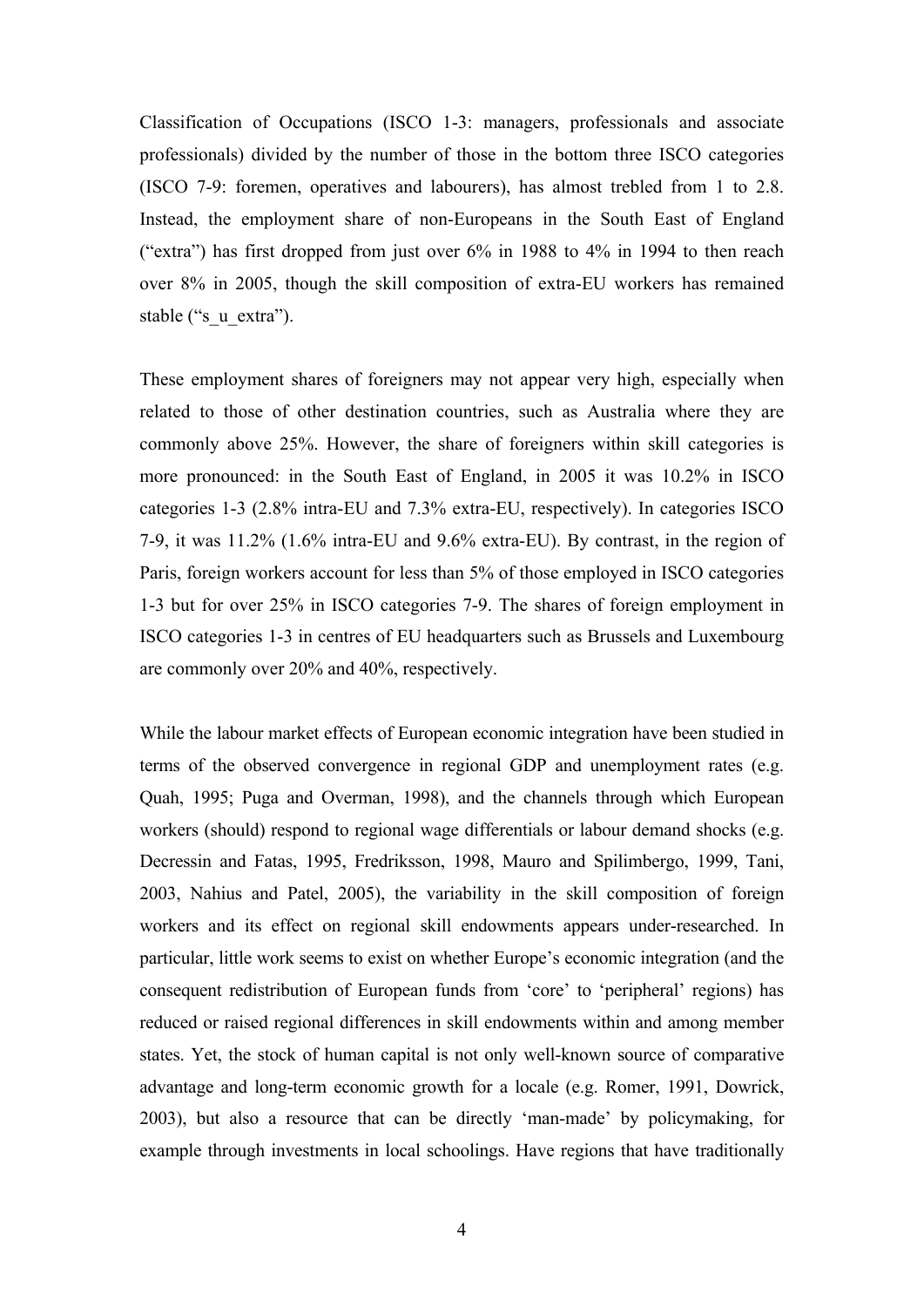Classification of Occupations (ISCO 1-3: managers, professionals and associate professionals) divided by the number of those in the bottom three ISCO categories (ISCO 7-9: foremen, operatives and labourers), has almost trebled from 1 to 2.8. Instead, the employment share of non-Europeans in the South East of England ("extra") has first dropped from just over 6% in 1988 to 4% in 1994 to then reach over 8% in 2005, though the skill composition of extra-EU workers has remained stable ("s_u_extra").

These employment shares of foreigners may not appear very high, especially when related to those of other destination countries, such as Australia where they are commonly above 25%. However, the share of foreigners within skill categories is more pronounced: in the South East of England, in 2005 it was 10.2% in ISCO categories 1-3 (2.8% intra-EU and 7.3% extra-EU, respectively). In categories ISCO 7-9, it was 11.2% (1.6% intra-EU and 9.6% extra-EU). By contrast, in the region of Paris, foreign workers account for less than 5% of those employed in ISCO categories 1-3 but for over 25% in ISCO categories 7-9. The shares of foreign employment in ISCO categories 1-3 in centres of EU headquarters such as Brussels and Luxembourg are commonly over 20% and 40%, respectively.

While the labour market effects of European economic integration have been studied in terms of the observed convergence in regional GDP and unemployment rates (e.g. Quah, 1995; Puga and Overman, 1998), and the channels through which European workers (should) respond to regional wage differentials or labour demand shocks (e.g. Decressin and Fatas, 1995, Fredriksson, 1998, Mauro and Spilimbergo, 1999, Tani, 2003, Nahius and Patel, 2005), the variability in the skill composition of foreign workers and its effect on regional skill endowments appears under-researched. In particular, little work seems to exist on whether Europe's economic integration (and the consequent redistribution of European funds from 'core' to 'peripheral' regions) has reduced or raised regional differences in skill endowments within and among member states. Yet, the stock of human capital is not only well-known source of comparative advantage and long-term economic growth for a locale (e.g. Romer, 1991, Dowrick, 2003), but also a resource that can be directly 'man-made' by policymaking, for example through investments in local schoolings. Have regions that have traditionally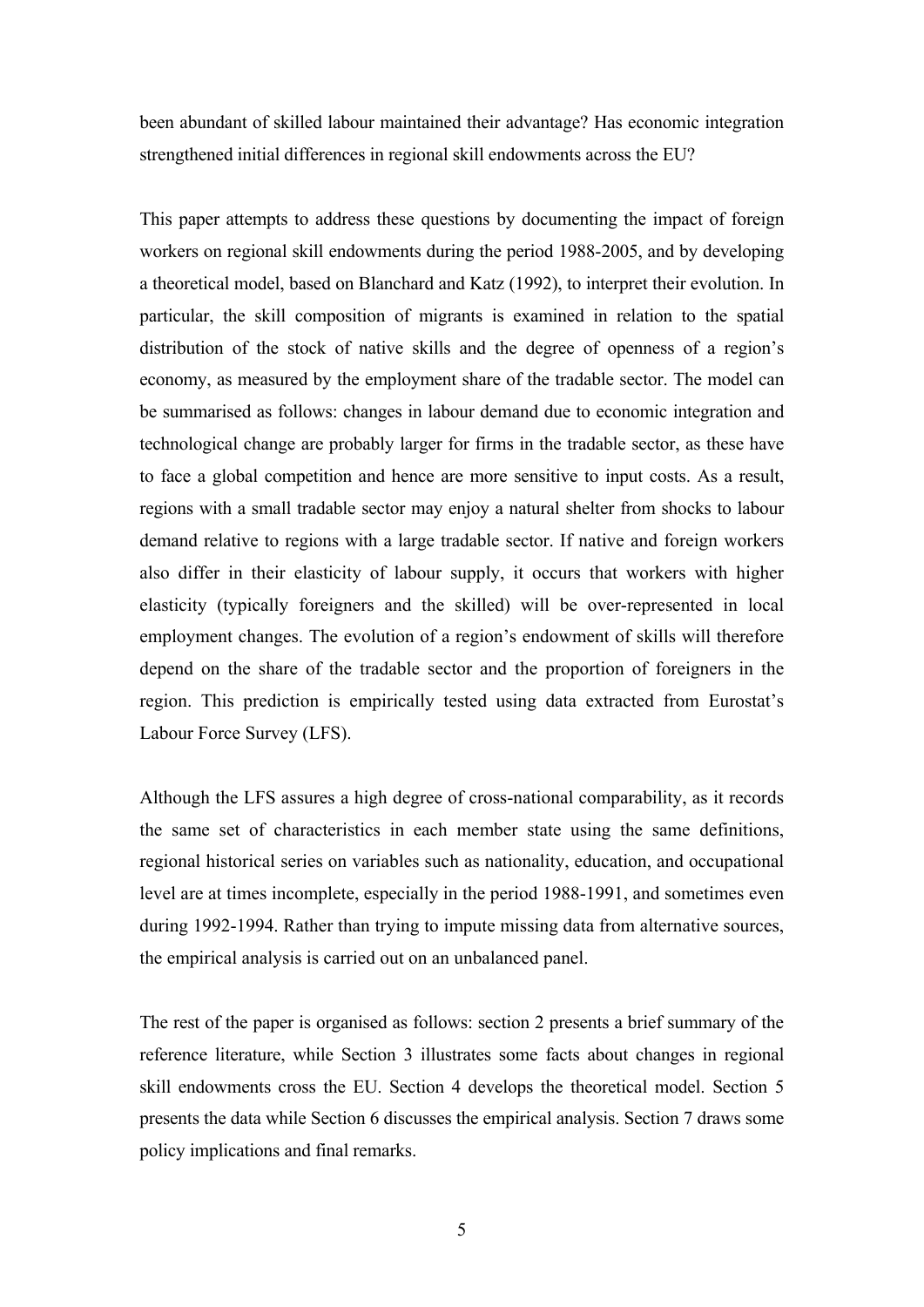been abundant of skilled labour maintained their advantage? Has economic integration strengthened initial differences in regional skill endowments across the EU?

This paper attempts to address these questions by documenting the impact of foreign workers on regional skill endowments during the period 1988-2005, and by developing a theoretical model, based on Blanchard and Katz (1992), to interpret their evolution. In particular, the skill composition of migrants is examined in relation to the spatial distribution of the stock of native skills and the degree of openness of a region's economy, as measured by the employment share of the tradable sector. The model can be summarised as follows: changes in labour demand due to economic integration and technological change are probably larger for firms in the tradable sector, as these have to face a global competition and hence are more sensitive to input costs. As a result, regions with a small tradable sector may enjoy a natural shelter from shocks to labour demand relative to regions with a large tradable sector. If native and foreign workers also differ in their elasticity of labour supply, it occurs that workers with higher elasticity (typically foreigners and the skilled) will be over-represented in local employment changes. The evolution of a region's endowment of skills will therefore depend on the share of the tradable sector and the proportion of foreigners in the region. This prediction is empirically tested using data extracted from Eurostat's Labour Force Survey (LFS).

Although the LFS assures a high degree of cross-national comparability, as it records the same set of characteristics in each member state using the same definitions, regional historical series on variables such as nationality, education, and occupational level are at times incomplete, especially in the period 1988-1991, and sometimes even during 1992-1994. Rather than trying to impute missing data from alternative sources, the empirical analysis is carried out on an unbalanced panel.

The rest of the paper is organised as follows: section 2 presents a brief summary of the reference literature, while Section 3 illustrates some facts about changes in regional skill endowments cross the EU. Section 4 develops the theoretical model. Section 5 presents the data while Section 6 discusses the empirical analysis. Section 7 draws some policy implications and final remarks.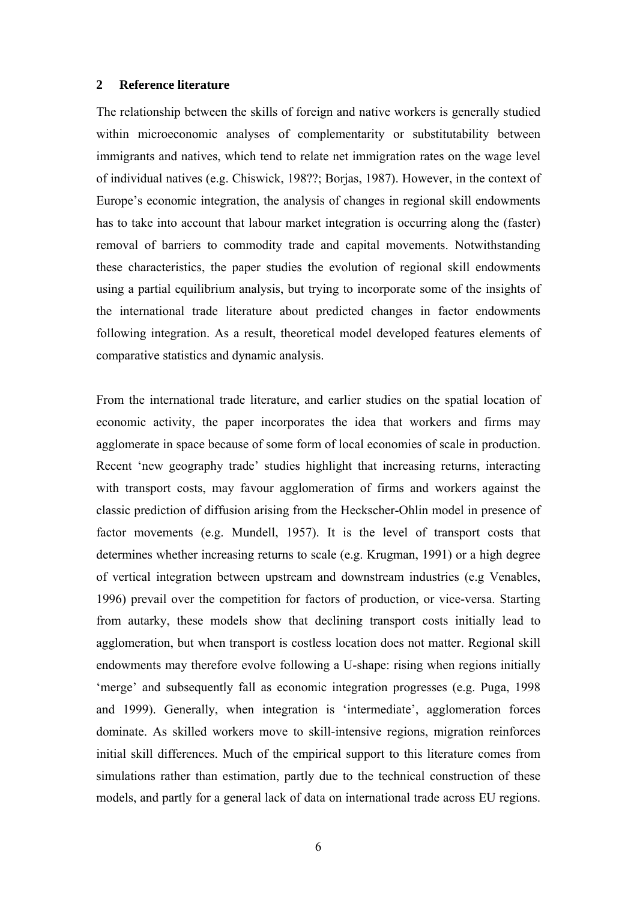## 2 Reference literature

The relationship between the skills of foreign and native workers is generally studied within microeconomic analyses of complementarity or substitutability between immigrants and natives, which tend to relate net immigration rates on the wage level of individual natives (e.g. Chiswick, 198??; Borjas, 1987). However, in the context of Europe's economic integration, the analysis of changes in regional skill endowments has to take into account that labour market integration is occurring along the (faster) removal of barriers to commodity trade and capital movements. Notwithstanding these characteristics, the paper studies the evolution of regional skill endowments using a partial equilibrium analysis, but trying to incorporate some of the insights of the international trade literature about predicted changes in factor endowments following integration. As a result, theoretical model developed features elements of comparative statistics and dynamic analysis.

From the international trade literature, and earlier studies on the spatial location of economic activity, the paper incorporates the idea that workers and firms may agglomerate in space because of some form of local economies of scale in production. Recent 'new geography trade' studies highlight that increasing returns, interacting with transport costs, may favour agglomeration of firms and workers against the classic prediction of diffusion arising from the Heckscher-Ohlin model in presence of factor movements (e.g. Mundell, 1957). It is the level of transport costs that determines whether increasing returns to scale (e.g. Krugman, 1991) or a high degree of vertical integration between upstream and downstream industries (e.g Venables, 1996) prevail over the competition for factors of production, or vice-versa. Starting from autarky, these models show that declining transport costs initially lead to agglomeration, but when transport is costless location does not matter. Regional skill endowments may therefore evolve following a U-shape: rising when regions initially 'merge' and subsequently fall as economic integration progresses (e.g. Puga, 1998 and 1999). Generally, when integration is 'intermediate', agglomeration forces dominate. As skilled workers move to skill-intensive regions, migration reinforces initial skill differences. Much of the empirical support to this literature comes from simulations rather than estimation, partly due to the technical construction of these models, and partly for a general lack of data on international trade across EU regions.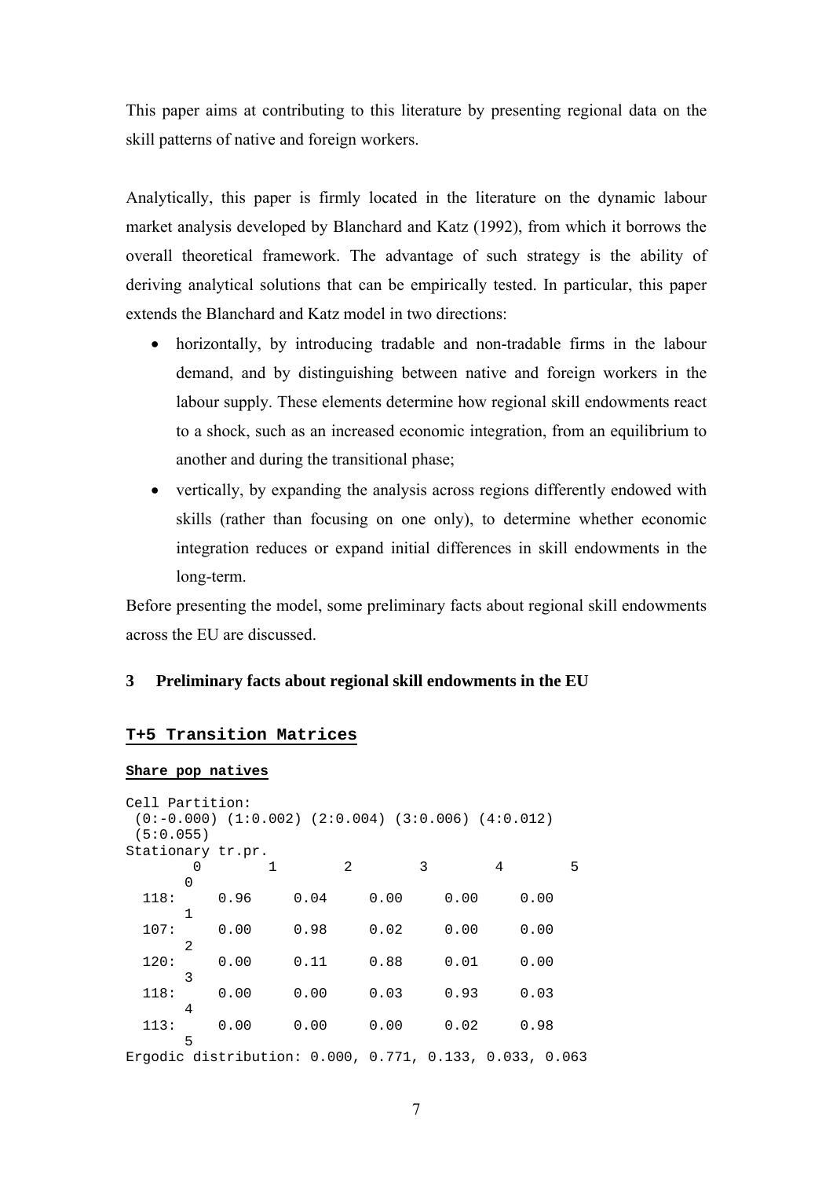This paper aims at contributing to this literature by presenting regional data on the skill patterns of native and foreign workers.

Analytically, this paper is firmly located in the literature on the dynamic labour market analysis developed by Blanchard and Katz (1992), from which it borrows the overall theoretical framework. The advantage of such strategy is the ability of deriving analytical solutions that can be empirically tested. In particular, this paper extends the Blanchard and Katz model in two directions:

- horizontally, by introducing tradable and non-tradable firms in the labour demand, and by distinguishing between native and foreign workers in the labour supply. These elements determine how regional skill endowments react to a shock, such as an increased economic integration, from an equilibrium to another and during the transitional phase;
- vertically, by expanding the analysis across regions differently endowed with skills (rather than focusing on one only), to determine whether economic integration reduces or expand initial differences in skill endowments in the long-term.

Before presenting the model, some preliminary facts about regional skill endowments across the EU are discussed.

## 3 Preliminary facts about regional skill endowments in the EU

### T+5 Transition Matrices

**Share pop natives**

```
Cell Partition:
 (0:-0.000) (1:0.002) (2:0.004) (3:0.006) (4:0.012)
 (5:0.055)
Stationary tr.pr.
        0        1        2        3        4        5
       0
  118:     0.96     0.04     0.00     0.00     0.00
       1
  107:     0.00     0.98     0.02     0.00     0.00
       2
  120:     0.00     0.11     0.88     0.01     0.00
       3
  118:     0.00     0.00     0.03     0.93     0.03
       4
  113:     0.00     0.00     0.00     0.02     0.98
       5
Ergodic distribution: 0.000, 0.771, 0.133, 0.033, 0.063
```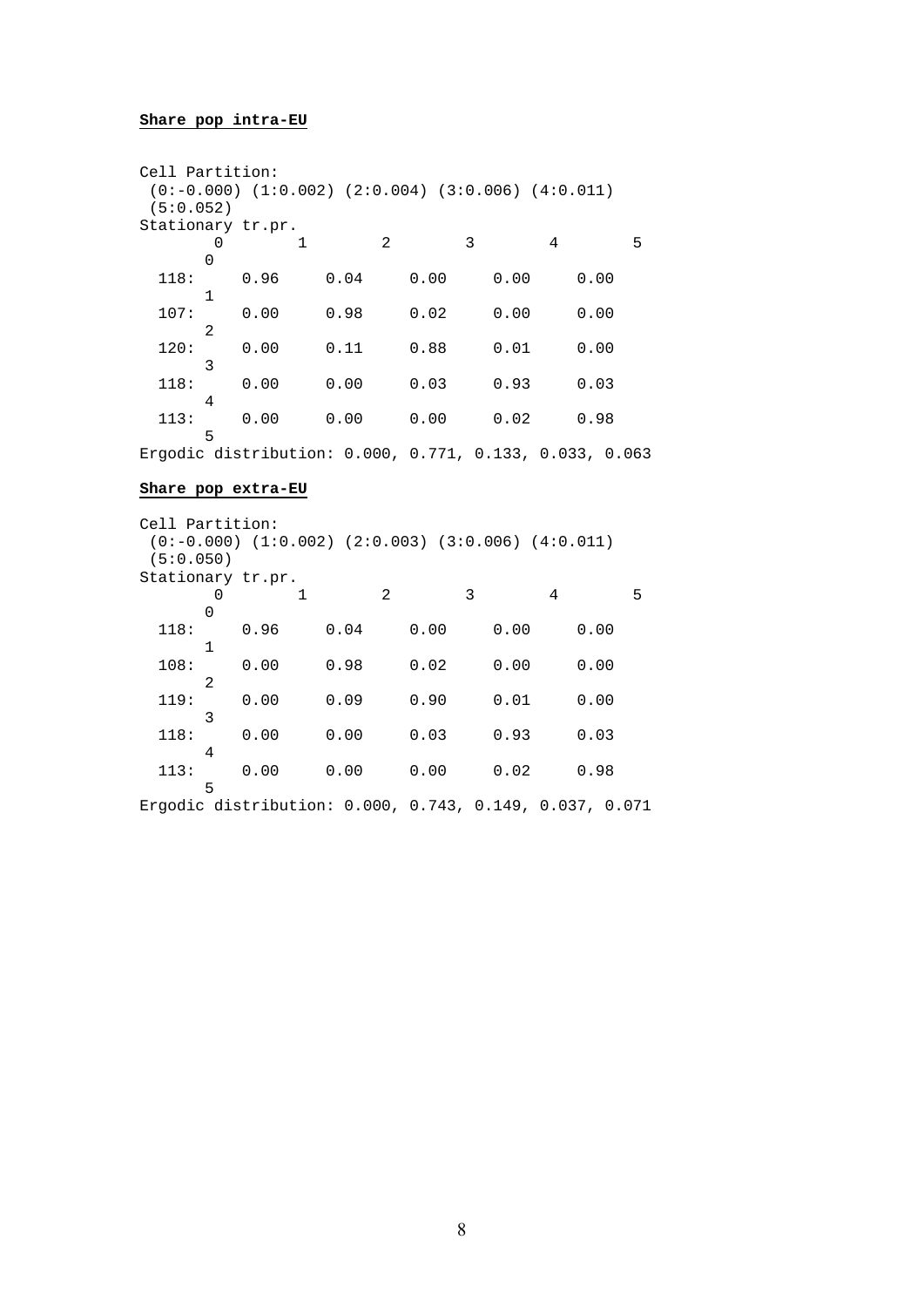**Share pop intra-EU**

```
Cell Partition:
 (0:-0.000) (1:0.002) (2:0.004) (3:0.006) (4:0.011)
 (5:0.052)
Stationary tr.pr.
        0        1        2        3        4        5
       0
  118:     0.96     0.04     0.00     0.00     0.00
       1
  107:     0.00     0.98     0.02     0.00     0.00
       2
  120:     0.00     0.11     0.88     0.01     0.00
       3
  118:     0.00     0.00     0.03     0.93     0.03
       4
  113:     0.00     0.00     0.00     0.02     0.98
       5
Ergodic distribution: 0.000, 0.771, 0.133, 0.033, 0.063
```

**Share pop extra-EU**

```
Cell Partition:
 (0:-0.000) (1:0.002) (2:0.003) (3:0.006) (4:0.011)
 (5:0.050)
Stationary tr.pr.
        0        1        2        3        4        5
       0
  118:     0.96     0.04     0.00     0.00     0.00
       1
  108:     0.00     0.98     0.02     0.00     0.00
       2
  119:     0.00     0.09     0.90     0.01     0.00
       3
  118:     0.00     0.00     0.03     0.93     0.03
       4
  113:     0.00     0.00     0.00     0.02     0.98
       5
Ergodic distribution: 0.000, 0.743, 0.149, 0.037, 0.071
```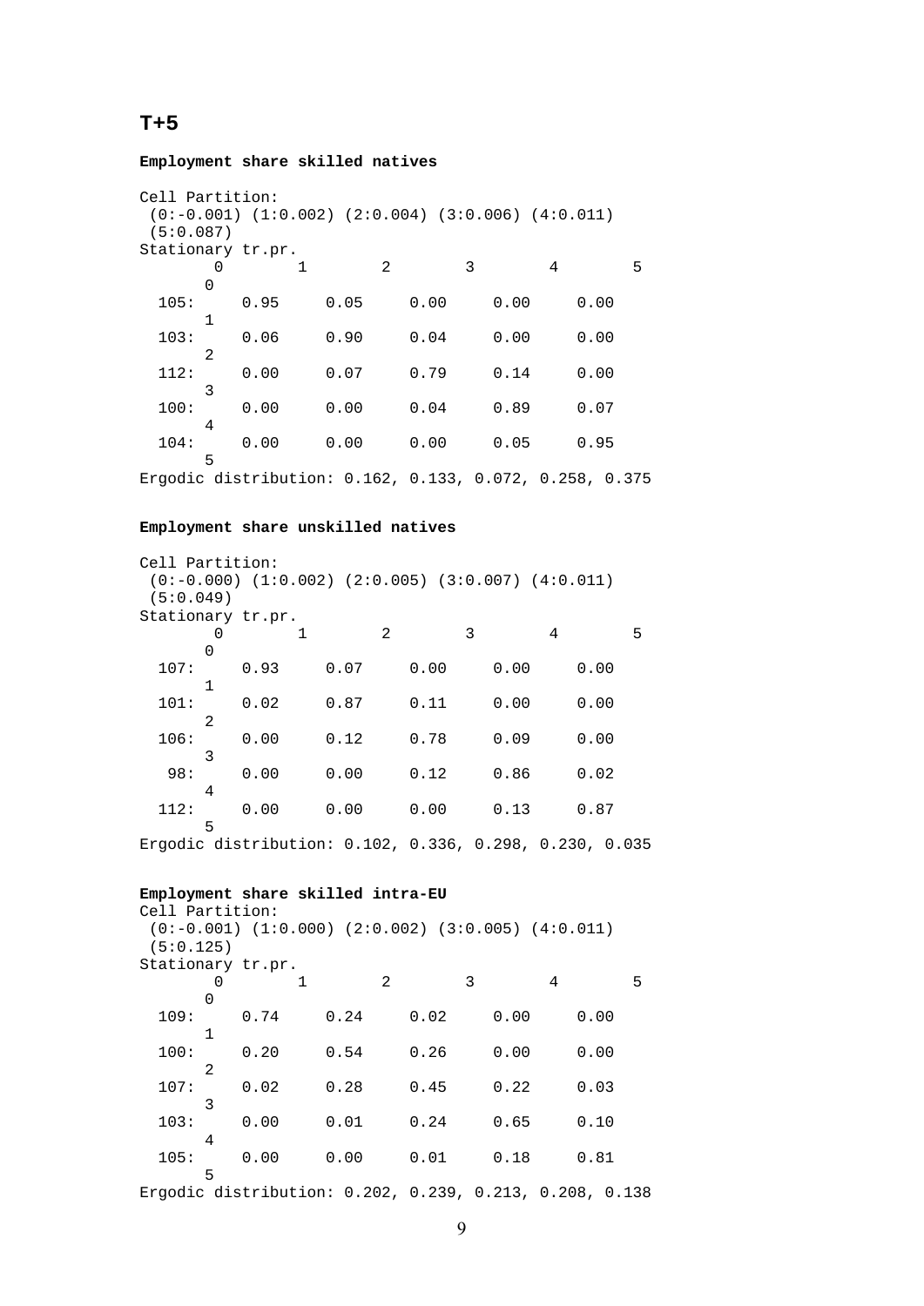## T+5

**Employment share skilled natives**

Cell Partition:
(0:-0.001) (1:0.002) (2:0.004) (3:0.006) (4:0.011) (5:0.087)

Stationary tr.pr.

| | | 0 | 1 | 2 | 3 | 4 |
|---|---|---|---|---|---|---|
| 105: | 0 | 0.95 | 0.05 | 0.00 | 0.00 | 0.00 |
| 103: | 1 | 0.06 | 0.90 | 0.04 | 0.00 | 0.00 |
| 112: | 2 | 0.00 | 0.07 | 0.79 | 0.14 | 0.00 |
| 100: | 3 | 0.00 | 0.00 | 0.04 | 0.89 | 0.07 |
| 104: | 4 | 0.00 | 0.00 | 0.00 | 0.05 | 0.95 |

Ergodic distribution: 0.162, 0.133, 0.072, 0.258, 0.375

**Employment share unskilled natives**

Cell Partition:
(0:-0.000) (1:0.002) (2:0.005) (3:0.007) (4:0.011) (5:0.049)

Stationary tr.pr.

| | | 0 | 1 | 2 | 3 | 4 |
|---|---|---|---|---|---|---|
| 107: | 0 | 0.93 | 0.07 | 0.00 | 0.00 | 0.00 |
| 101: | 1 | 0.02 | 0.87 | 0.11 | 0.00 | 0.00 |
| 106: | 2 | 0.00 | 0.12 | 0.78 | 0.09 | 0.00 |
| 98: | 3 | 0.00 | 0.00 | 0.12 | 0.86 | 0.02 |
| 112: | 4 | 0.00 | 0.00 | 0.00 | 0.13 | 0.87 |

Ergodic distribution: 0.102, 0.336, 0.298, 0.230, 0.035

**Employment share skilled intra-EU**

Cell Partition:
(0:-0.001) (1:0.000) (2:0.002) (3:0.005) (4:0.011) (5:0.125)

Stationary tr.pr.

| | | 0 | 1 | 2 | 3 | 4 |
|---|---|---|---|---|---|---|
| 109: | 0 | 0.74 | 0.24 | 0.02 | 0.00 | 0.00 |
| 100: | 1 | 0.20 | 0.54 | 0.26 | 0.00 | 0.00 |
| 107: | 2 | 0.02 | 0.28 | 0.45 | 0.22 | 0.03 |
| 103: | 3 | 0.00 | 0.01 | 0.24 | 0.65 | 0.10 |
| 105: | 4 | 0.00 | 0.00 | 0.01 | 0.18 | 0.81 |

Ergodic distribution: 0.202, 0.239, 0.213, 0.208, 0.138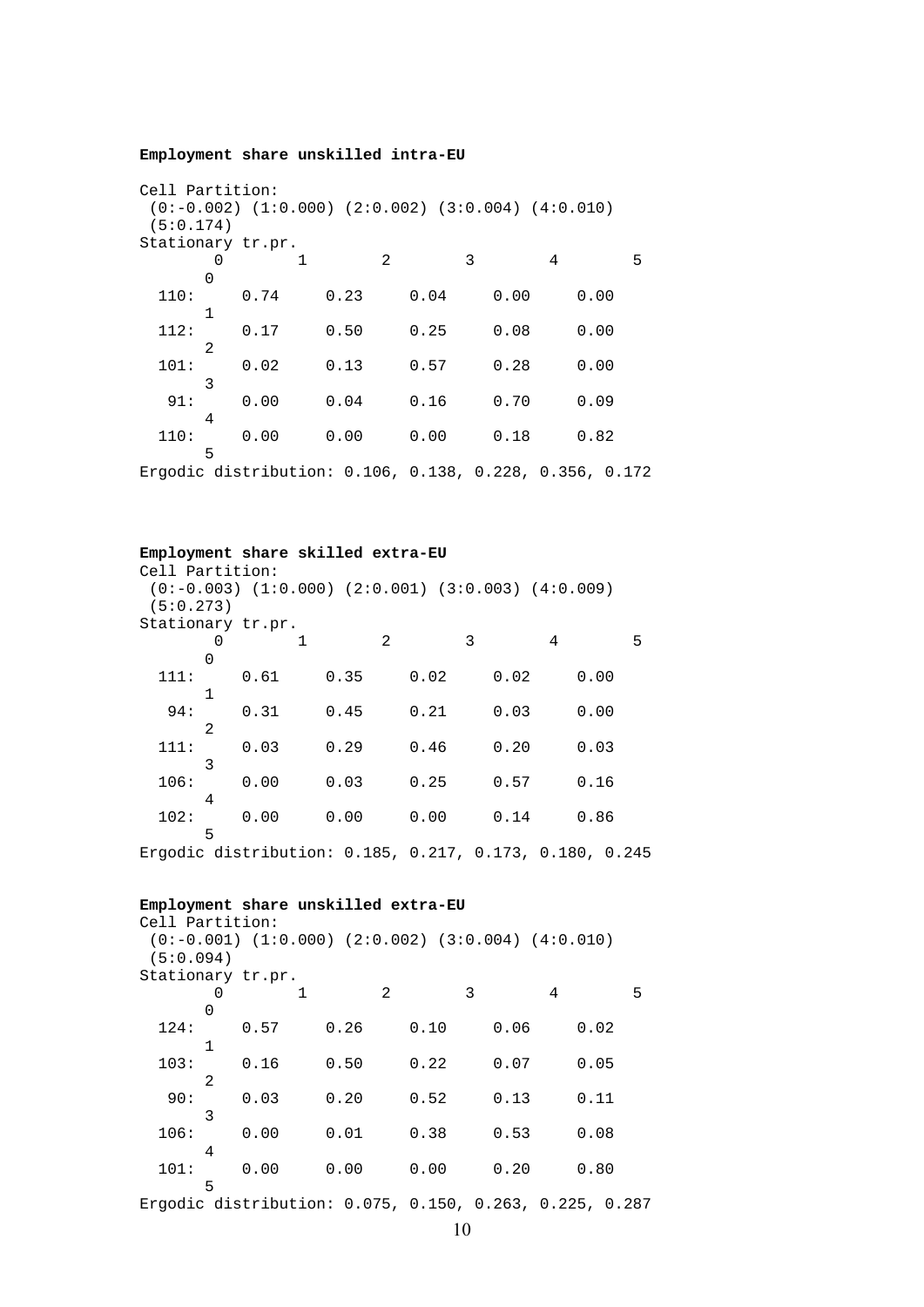**Employment share unskilled intra-EU**

Cell Partition:
(0:-0.002) (1:0.000) (2:0.002) (3:0.004) (4:0.010)
(5:0.174)

Stationary tr.pr.

| | | 1 | 2 | 3 | 4 | 5 |
|---|---|---|---|---|---|---|
| 110: | 0 | 0.74 | 0.23 | 0.04 | 0.00 | 0.00 |
| 112: | 1 | 0.17 | 0.50 | 0.25 | 0.08 | 0.00 |
| 101: | 2 | 0.02 | 0.13 | 0.57 | 0.28 | 0.00 |
| 91: | 3 | 0.00 | 0.04 | 0.16 | 0.70 | 0.09 |
| 110: | 4 | 0.00 | 0.00 | 0.00 | 0.18 | 0.82 |

Ergodic distribution: 0.106, 0.138, 0.228, 0.356, 0.172

**Employment share skilled extra-EU**

Cell Partition:
(0:-0.003) (1:0.000) (2:0.001) (3:0.003) (4:0.009)
(5:0.273)

Stationary tr.pr.

| | | 1 | 2 | 3 | 4 | 5 |
|---|---|---|---|---|---|---|
| 111: | 0 | 0.61 | 0.35 | 0.02 | 0.02 | 0.00 |
| 94: | 1 | 0.31 | 0.45 | 0.21 | 0.03 | 0.00 |
| 111: | 2 | 0.03 | 0.29 | 0.46 | 0.20 | 0.03 |
| 106: | 3 | 0.00 | 0.03 | 0.25 | 0.57 | 0.16 |
| 102: | 4 | 0.00 | 0.00 | 0.00 | 0.14 | 0.86 |

Ergodic distribution: 0.185, 0.217, 0.173, 0.180, 0.245

**Employment share unskilled extra-EU**

Cell Partition:
(0:-0.001) (1:0.000) (2:0.002) (3:0.004) (4:0.010)
(5:0.094)

Stationary tr.pr.

| | | 1 | 2 | 3 | 4 | 5 |
|---|---|---|---|---|---|---|
| 124: | 0 | 0.57 | 0.26 | 0.10 | 0.06 | 0.02 |
| 103: | 1 | 0.16 | 0.50 | 0.22 | 0.07 | 0.05 |
| 90: | 2 | 0.03 | 0.20 | 0.52 | 0.13 | 0.11 |
| 106: | 3 | 0.00 | 0.01 | 0.38 | 0.53 | 0.08 |
| 101: | 4 | 0.00 | 0.00 | 0.00 | 0.20 | 0.80 |

Ergodic distribution: 0.075, 0.150, 0.263, 0.225, 0.287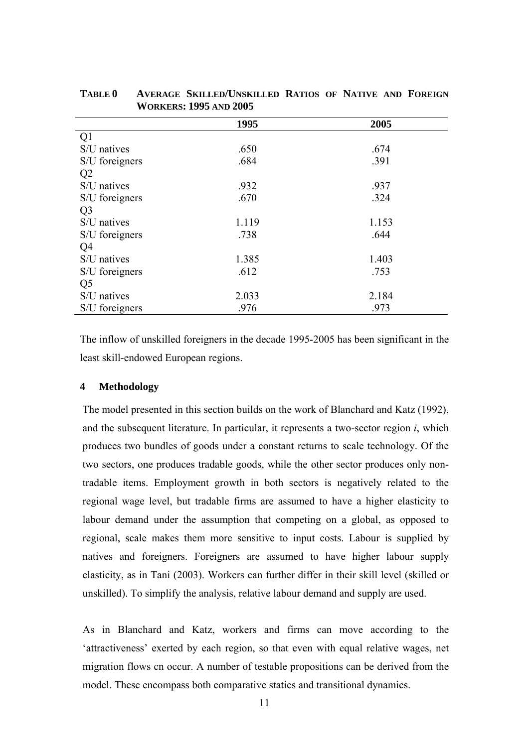**TABLE 0 AVERAGE SKILLED/UNSKILLED RATIOS OF NATIVE AND FOREIGN WORKERS: 1995 AND 2005**

| | 1995 | 2005 |
|---|---|---|
| Q1 | | |
| S/U natives | .650 | .674 |
| S/U foreigners | .684 | .391 |
| Q2 | | |
| S/U natives | .932 | .937 |
| S/U foreigners | .670 | .324 |
| Q3 | | |
| S/U natives | 1.119 | 1.153 |
| S/U foreigners | .738 | .644 |
| Q4 | | |
| S/U natives | 1.385 | 1.403 |
| S/U foreigners | .612 | .753 |
| Q5 | | |
| S/U natives | 2.033 | 2.184 |
| S/U foreigners | .976 | .973 |

The inflow of unskilled foreigners in the decade 1995-2005 has been significant in the least skill-endowed European regions.

## 4 Methodology

The model presented in this section builds on the work of Blanchard and Katz (1992), and the subsequent literature. In particular, it represents a two-sector region *i*, which produces two bundles of goods under a constant returns to scale technology. Of the two sectors, one produces tradable goods, while the other sector produces only non-tradable items. Employment growth in both sectors is negatively related to the regional wage level, but tradable firms are assumed to have a higher elasticity to labour demand under the assumption that competing on a global, as opposed to regional, scale makes them more sensitive to input costs. Labour is supplied by natives and foreigners. Foreigners are assumed to have higher labour supply elasticity, as in Tani (2003). Workers can further differ in their skill level (skilled or unskilled). To simplify the analysis, relative labour demand and supply are used.

As in Blanchard and Katz, workers and firms can move according to the 'attractiveness' exerted by each region, so that even with equal relative wages, net migration flows cn occur. A number of testable propositions can be derived from the model. These encompass both comparative statics and transitional dynamics.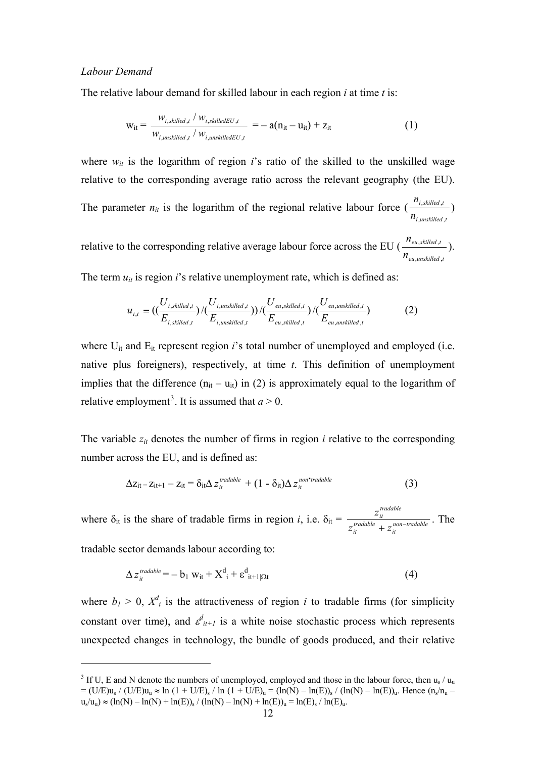*Labour Demand*

The relative labour demand for skilled labour in each region *i* at time *t* is:

$$\mathrm{w}_{\mathrm{it}} = \frac{w_{i,skilled,t} \,/\, w_{i,skilledEU,t}}{w_{i,unskilled,t} \,/\, w_{i,unskilledEU,t}} = -\, \mathrm{a}(\mathrm{n}_{\mathrm{it}} - \mathrm{u}_{\mathrm{it}}) + \mathrm{z}_{\mathrm{it}} \qquad (1)$$

where $w_{it}$ is the logarithm of region *i*'s ratio of the skilled to the unskilled wage relative to the corresponding average ratio across the relevant geography (the EU). The parameter $n_{it}$ is the logarithm of the regional relative labour force ($\frac{n_{i,skilled,t}}{n_{i,unskilled,t}}$) relative to the corresponding relative average labour force across the EU ($\frac{n_{eu,skilled,t}}{n_{eu,unskilled,t}}$).

The term $u_{it}$ is region *i*'s relative unemployment rate, which is defined as:

$$u_{i,t} \equiv ((\frac{U_{i,skilled,t}}{E_{i,skilled,t}})/(\frac{U_{i,unskilled,t}}{E_{i,unskilled,t}}))/(\frac{U_{eu,skilled,t}}{E_{eu,skilled,t}})/(\frac{U_{eu,unskilled,t}}{E_{eu,unskilled,t}}) \qquad (2)$$

where $U_{it}$ and $E_{it}$ represent region *i*'s total number of unemployed and employed (i.e. native plus foreigners), respectively, at time *t*. This definition of unemployment implies that the difference ($n_{it} - u_{it}$) in (2) is approximately equal to the logarithm of relative employment[3]. It is assumed that $a > 0$.

The variable $z_{it}$ denotes the number of firms in region *i* relative to the corresponding number across the EU, and is defined as:

$$\Delta z_{it} = z_{it+1} - z_{it} = \delta_{it} \Delta z_{it}^{tradable} + (1 - \delta_{it}) \Delta z_{it}^{non\text{-}tradable} \qquad (3)$$

where $\delta_{it}$ is the share of tradable firms in region *i*, i.e. $\delta_{it} = \frac{z_{it}^{tradable}}{z_{it}^{tradable} + z_{it}^{non-tradable}}$. The tradable sector demands labour according to:

$$\Delta z_{it}^{tradable} = -\, b_1\, w_{it} + X^d_i + \varepsilon^d_{it+1|\Omega t} \qquad (4)$$

where $b_1 > 0$, $X^d_i$ is the attractiveness of region *i* to tradable firms (for simplicity constant over time), and $\varepsilon^d_{it+1}$ is a white noise stochastic process which represents unexpected changes in technology, the bundle of goods produced, and their relative

---

[3] If U, E and N denote the numbers of unemployed, employed and those in the labour force, then $u_s / u_u = (U/E)u_s / (U/E)u_u \approx \ln(1 + U/E)_s / \ln(1 + U/E)_u = (\ln(N) - \ln(E))_s / (\ln(N) - \ln(E))_u$. Hence $(n_s/n_u - u_s/u_u) \approx (\ln(N) - \ln(N) + \ln(E))_s / (\ln(N) - \ln(N) + \ln(E))_u = \ln(E)_s / \ln(E)_u$.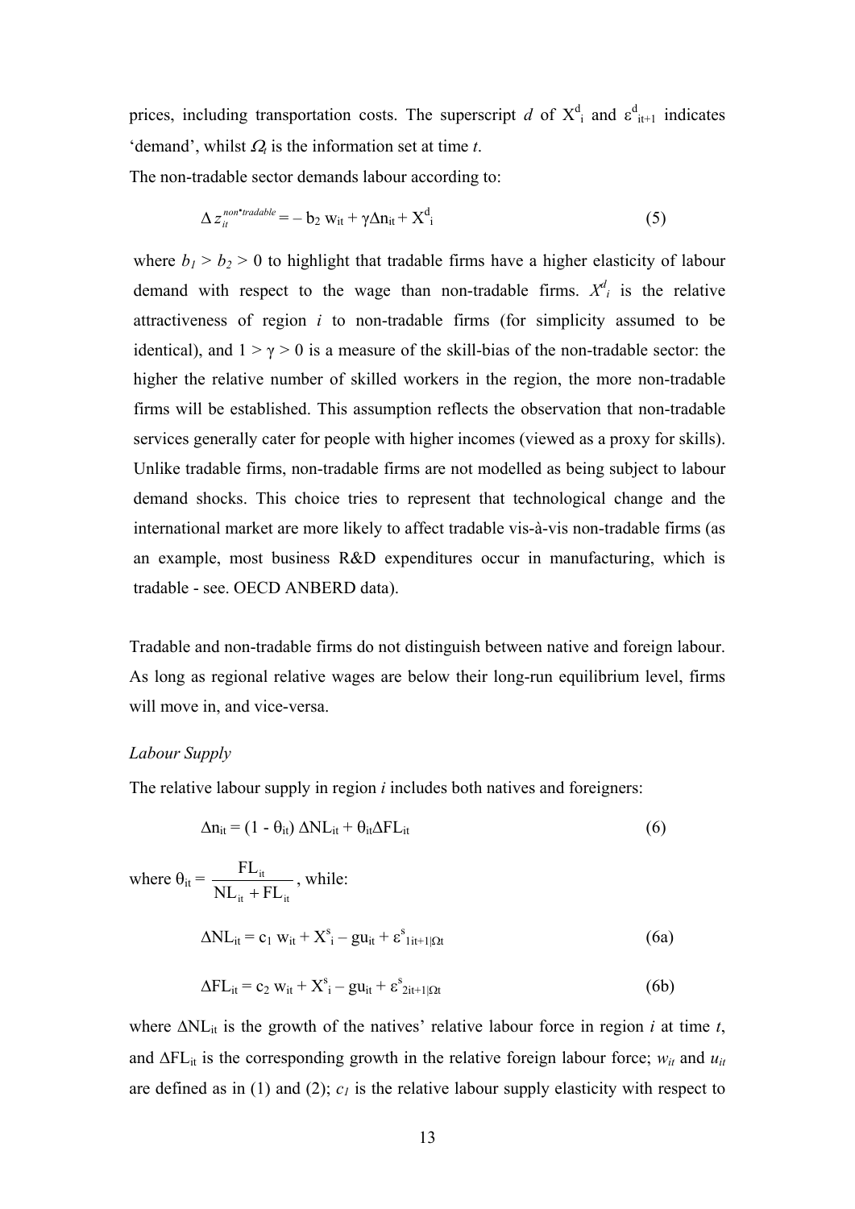prices, including transportation costs. The superscript *d* of $X^d_i$ and $\varepsilon^d_{it+1}$ indicates 'demand', whilst $\Omega_t$ is the information set at time *t*.

The non-tradable sector demands labour according to:

$$\Delta z_{it}^{non\text{-}tradable} = -\, b_2\, w_{it} + \gamma \Delta n_{it} + X^d_i \tag{5}$$

where $b_1 > b_2 > 0$ to highlight that tradable firms have a higher elasticity of labour demand with respect to the wage than non-tradable firms. $X^d_i$ is the relative attractiveness of region *i* to non-tradable firms (for simplicity assumed to be identical), and $1 > \gamma > 0$ is a measure of the skill-bias of the non-tradable sector: the higher the relative number of skilled workers in the region, the more non-tradable firms will be established. This assumption reflects the observation that non-tradable services generally cater for people with higher incomes (viewed as a proxy for skills). Unlike tradable firms, non-tradable firms are not modelled as being subject to labour demand shocks. This choice tries to represent that technological change and the international market are more likely to affect tradable vis-à-vis non-tradable firms (as an example, most business R&D expenditures occur in manufacturing, which is tradable - see. OECD ANBERD data).

Tradable and non-tradable firms do not distinguish between native and foreign labour. As long as regional relative wages are below their long-run equilibrium level, firms will move in, and vice-versa.

*Labour Supply*

The relative labour supply in region *i* includes both natives and foreigners:

$$\Delta n_{it} = (1 - \theta_{it})\, \Delta NL_{it} + \theta_{it} \Delta FL_{it} \tag{6}$$

where $\theta_{it} = \dfrac{FL_{it}}{NL_{it} + FL_{it}}$, while:

$$\Delta NL_{it} = c_1\, w_{it} + X^s_i - g u_{it} + \varepsilon^s_{1it+1|\Omega t} \tag{6a}$$

$$\Delta FL_{it} = c_2\, w_{it} + X^s_i - g u_{it} + \varepsilon^s_{2it+1|\Omega t} \tag{6b}$$

where $\Delta NL_{it}$ is the growth of the natives' relative labour force in region *i* at time *t*, and $\Delta FL_{it}$ is the corresponding growth in the relative foreign labour force; $w_{it}$ and $u_{it}$ are defined as in (1) and (2); $c_1$ is the relative labour supply elasticity with respect to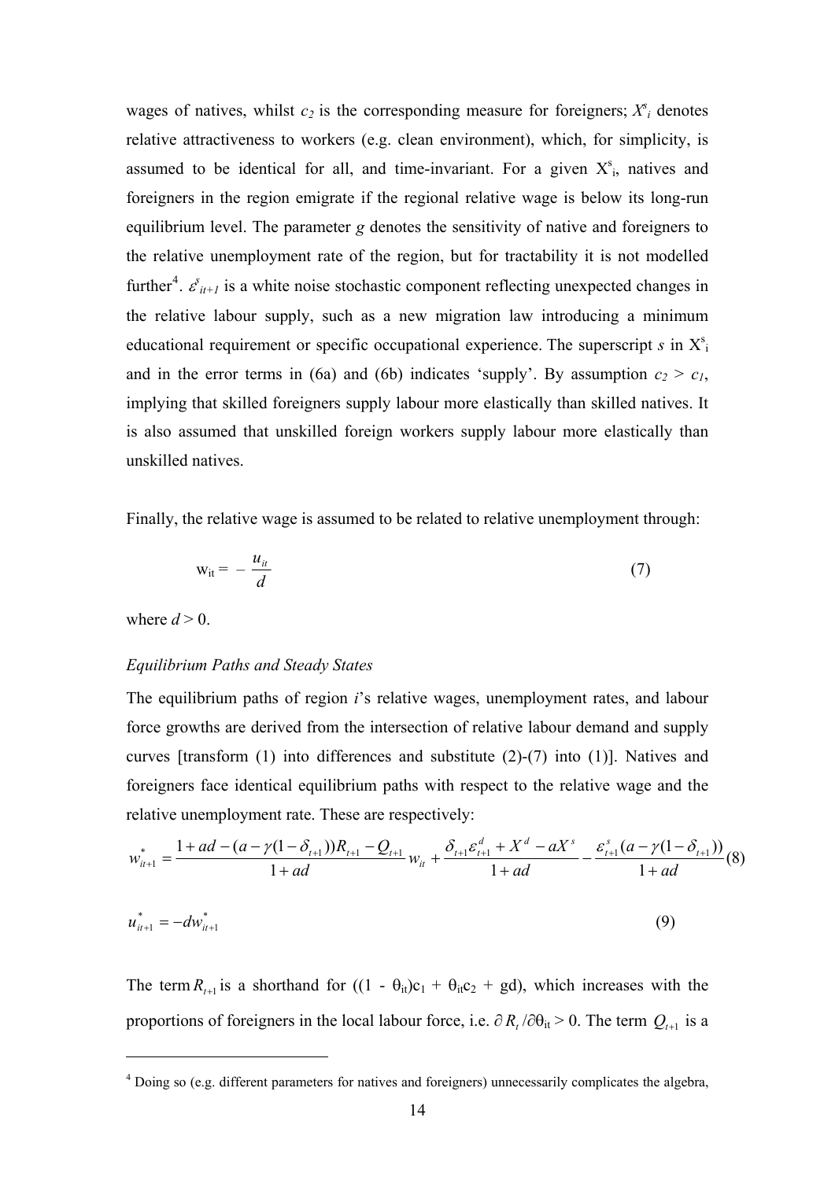wages of natives, whilst $c_2$ is the corresponding measure for foreigners; $X^s_i$ denotes relative attractiveness to workers (e.g. clean environment), which, for simplicity, is assumed to be identical for all, and time-invariant. For a given $X^s_i$, natives and foreigners in the region emigrate if the regional relative wage is below its long-run equilibrium level. The parameter $g$ denotes the sensitivity of native and foreigners to the relative unemployment rate of the region, but for tractability it is not modelled further[4]. $\varepsilon^s_{it+1}$ is a white noise stochastic component reflecting unexpected changes in the relative labour supply, such as a new migration law introducing a minimum educational requirement or specific occupational experience. The superscript $s$ in $X^s_i$ and in the error terms in (6a) and (6b) indicates 'supply'. By assumption $c_2 > c_1$, implying that skilled foreigners supply labour more elastically than skilled natives. It is also assumed that unskilled foreign workers supply labour more elastically than unskilled natives.

Finally, the relative wage is assumed to be related to relative unemployment through:

$$w_{it} = -\frac{u_{it}}{d} \tag{7}$$

where $d > 0$.

*Equilibrium Paths and Steady States*

The equilibrium paths of region $i$'s relative wages, unemployment rates, and labour force growths are derived from the intersection of relative labour demand and supply curves [transform (1) into differences and substitute (2)-(7) into (1)]. Natives and foreigners face identical equilibrium paths with respect to the relative wage and the relative unemployment rate. These are respectively:

$$w^*_{it+1} = \frac{1 + ad - (a - \gamma(1-\delta_{t+1}))R_{t+1} - Q_{t+1}}{1 + ad} w_{it} + \frac{\delta_{t+1}\varepsilon^d_{t+1} + X^d - aX^s}{1 + ad} - \frac{\varepsilon^s_{t+1}(a - \gamma(1-\delta_{t+1}))}{1 + ad} \tag{8}$$

$$u^*_{it+1} = -dw^*_{it+1} \tag{9}$$

The term $R_{t+1}$ is a shorthand for $((1 - \theta_{it})c_1 + \theta_{it}c_2 + gd)$, which increases with the proportions of foreigners in the local labour force, i.e. $\partial R_t / \partial \theta_{it} > 0$. The term $Q_{t+1}$ is a

[4] Doing so (e.g. different parameters for natives and foreigners) unnecessarily complicates the algebra,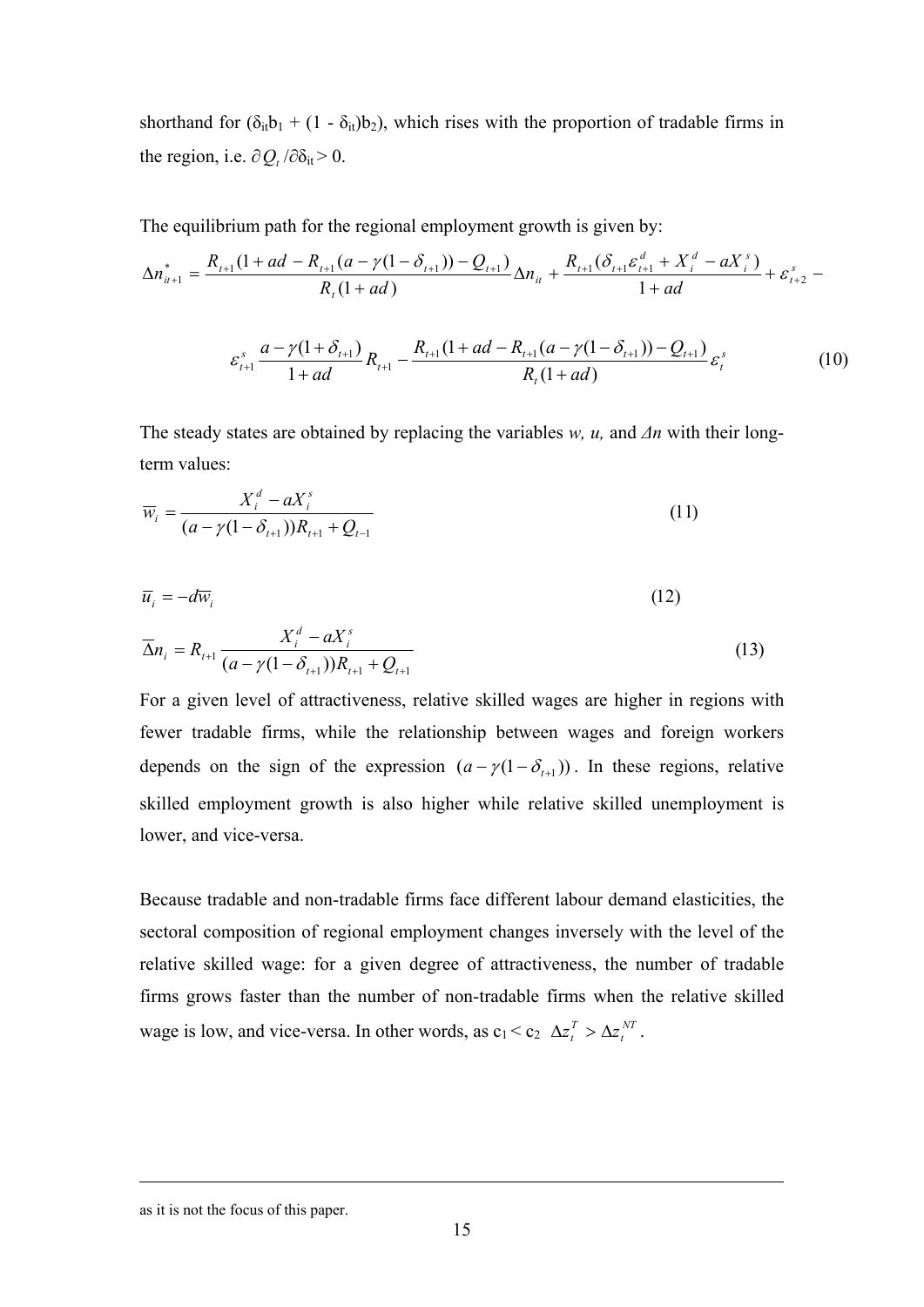shorthand for ($\delta_{it}b_1 + (1 - \delta_{it})b_2$), which rises with the proportion of tradable firms in the region, i.e. $\partial Q_t / \partial \delta_{it} > 0$.

The equilibrium path for the regional employment growth is given by:

$$\Delta n^*_{it+1} = \frac{R_{t+1}(1 + ad - R_{t+1}(a - \gamma(1-\delta_{t+1})) - Q_{t+1})}{R_t(1+ad)} \Delta n_{it} + \frac{R_{t+1}(\delta_{t+1}\varepsilon^d_{t+1} + X^d_i - aX^s_i)}{1+ad} + \varepsilon^s_{t+2} -$$

$$\varepsilon^s_{t+1} \frac{a - \gamma(1+\delta_{t+1})}{1+ad} R_{t+1} - \frac{R_{t+1}(1 + ad - R_{t+1}(a - \gamma(1-\delta_{t+1})) - Q_{t+1})}{R_t(1+ad)} \varepsilon^s_t \tag{10}$$

The steady states are obtained by replacing the variables *w, u,* and *Δn* with their long-term values:

$$\overline{w}_i = \frac{X^d_i - aX^s_i}{(a - \gamma(1-\delta_{t+1}))R_{t+1} + Q_{t-1}} \tag{11}$$

$$\overline{u}_i = -d\overline{w}_i \tag{12}$$

$$\overline{\Delta} n_i = R_{t+1} \frac{X^d_i - aX^s_i}{(a - \gamma(1-\delta_{t+1}))R_{t+1} + Q_{t+1}} \tag{13}$$

For a given level of attractiveness, relative skilled wages are higher in regions with fewer tradable firms, while the relationship between wages and foreign workers depends on the sign of the expression $(a - \gamma(1-\delta_{t+1}))$. In these regions, relative skilled employment growth is also higher while relative skilled unemployment is lower, and vice-versa.

Because tradable and non-tradable firms face different labour demand elasticities, the sectoral composition of regional employment changes inversely with the level of the relative skilled wage: for a given degree of attractiveness, the number of tradable firms grows faster than the number of non-tradable firms when the relative skilled wage is low, and vice-versa. In other words, as $c_1 < c_2$ $\Delta z^T_t > \Delta z^{NT}_t$.

as it is not the focus of this paper.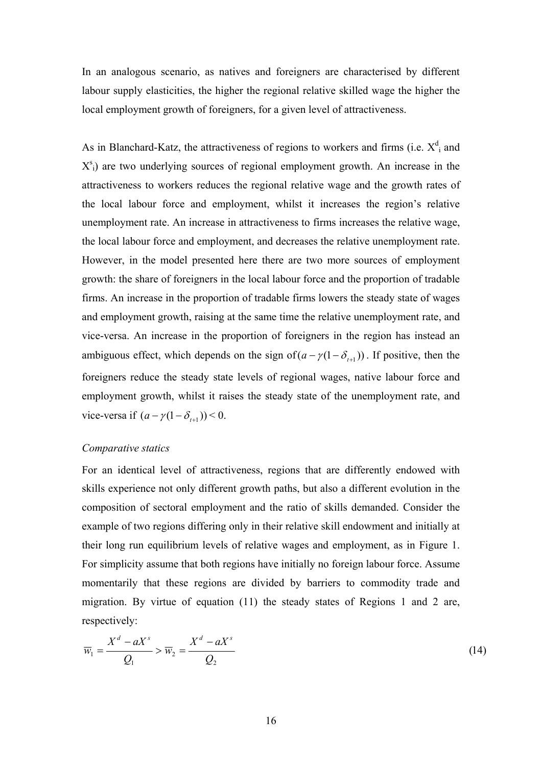In an analogous scenario, as natives and foreigners are characterised by different labour supply elasticities, the higher the regional relative skilled wage the higher the local employment growth of foreigners, for a given level of attractiveness.

As in Blanchard-Katz, the attractiveness of regions to workers and firms (i.e. $X^d_i$ and $X^s_i$) are two underlying sources of regional employment growth. An increase in the attractiveness to workers reduces the regional relative wage and the growth rates of the local labour force and employment, whilst it increases the region's relative unemployment rate. An increase in attractiveness to firms increases the relative wage, the local labour force and employment, and decreases the relative unemployment rate. However, in the model presented here there are two more sources of employment growth: the share of foreigners in the local labour force and the proportion of tradable firms. An increase in the proportion of tradable firms lowers the steady state of wages and employment growth, raising at the same time the relative unemployment rate, and vice-versa. An increase in the proportion of foreigners in the region has instead an ambiguous effect, which depends on the sign of $(a - \gamma(1-\delta_{t+1}))$. If positive, then the foreigners reduce the steady state levels of regional wages, native labour force and employment growth, whilst it raises the steady state of the unemployment rate, and vice-versa if $(a - \gamma(1-\delta_{t+1})) < 0$.

*Comparative statics*

For an identical level of attractiveness, regions that are differently endowed with skills experience not only different growth paths, but also a different evolution in the composition of sectoral employment and the ratio of skills demanded. Consider the example of two regions differing only in their relative skill endowment and initially at their long run equilibrium levels of relative wages and employment, as in Figure 1. For simplicity assume that both regions have initially no foreign labour force. Assume momentarily that these regions are divided by barriers to commodity trade and migration. By virtue of equation (11) the steady states of Regions 1 and 2 are, respectively:

$$\overline{w}_1 = \frac{X^d - aX^s}{Q_1} > \overline{w}_2 = \frac{X^d - aX^s}{Q_2} \tag{14}$$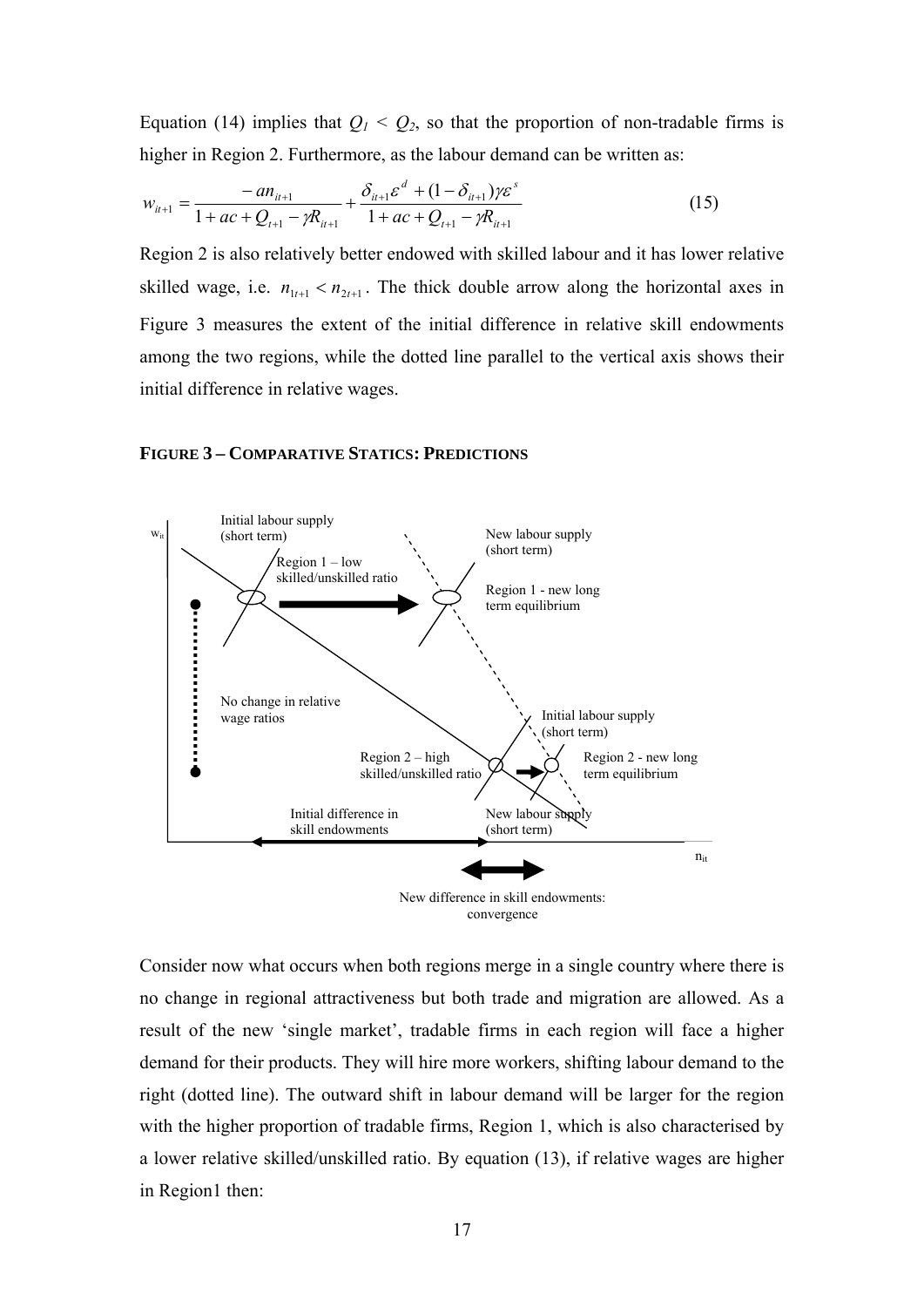Equation (14) implies that $Q_1 < Q_2$, so that the proportion of non-tradable firms is higher in Region 2. Furthermore, as the labour demand can be written as:

$$w_{it+1} = \frac{-an_{it+1}}{1 + ac + Q_{t+1} - \gamma R_{it+1}} + \frac{\delta_{it+1}\varepsilon^{d} + (1-\delta_{it+1})\gamma\varepsilon^{s}}{1 + ac + Q_{t+1} - \gamma R_{it+1}} \tag{15}$$

Region 2 is also relatively better endowed with skilled labour and it has lower relative skilled wage, i.e. $n_{1t+1} < n_{2t+1}$. The thick double arrow along the horizontal axes in Figure 3 measures the extent of the initial difference in relative skill endowments among the two regions, while the dotted line parallel to the vertical axis shows their initial difference in relative wages.

**FIGURE 3 – COMPARATIVE STATICS: PREDICTIONS**

Consider now what occurs when both regions merge in a single country where there is no change in regional attractiveness but both trade and migration are allowed. As a result of the new 'single market', tradable firms in each region will face a higher demand for their products. They will hire more workers, shifting labour demand to the right (dotted line). The outward shift in labour demand will be larger for the region with the higher proportion of tradable firms, Region 1, which is also characterised by a lower relative skilled/unskilled ratio. By equation (13), if relative wages are higher in Region1 then: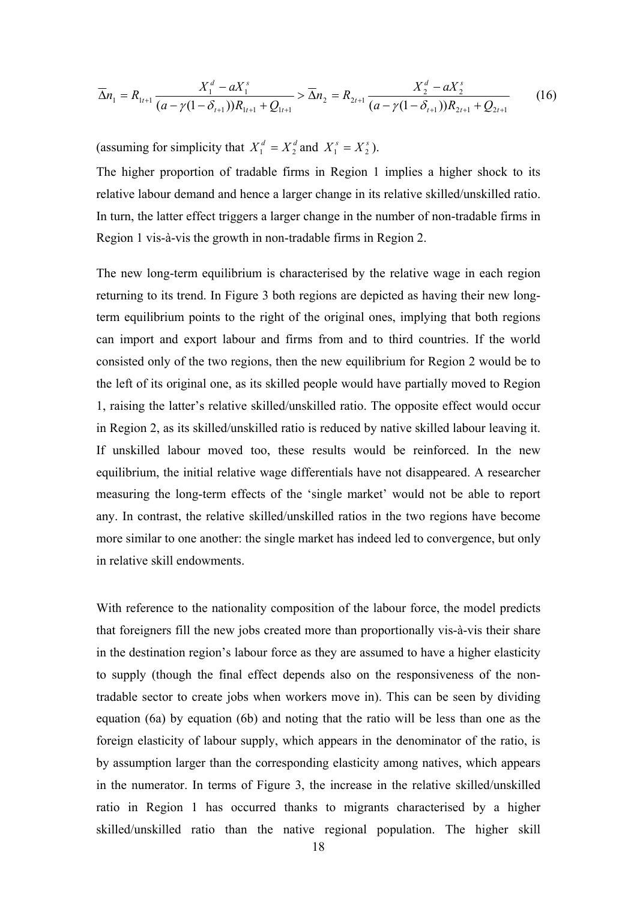$$\overline{\Delta}n_1 = R_{1t+1}\frac{X_1^d - aX_1^s}{(a-\gamma(1-\delta_{t+1}))R_{1t+1}+Q_{1t+1}} > \overline{\Delta}n_2 = R_{2t+1}\frac{X_2^d - aX_2^s}{(a-\gamma(1-\delta_{t+1}))R_{2t+1}+Q_{2t+1}} \qquad (16)$$

(assuming for simplicity that $X_1^d = X_2^d$ and $X_1^s = X_2^s$).

The higher proportion of tradable firms in Region 1 implies a higher shock to its relative labour demand and hence a larger change in its relative skilled/unskilled ratio. In turn, the latter effect triggers a larger change in the number of non-tradable firms in Region 1 vis-à-vis the growth in non-tradable firms in Region 2.

The new long-term equilibrium is characterised by the relative wage in each region returning to its trend. In Figure 3 both regions are depicted as having their new long-term equilibrium points to the right of the original ones, implying that both regions can import and export labour and firms from and to third countries. If the world consisted only of the two regions, then the new equilibrium for Region 2 would be to the left of its original one, as its skilled people would have partially moved to Region 1, raising the latter's relative skilled/unskilled ratio. The opposite effect would occur in Region 2, as its skilled/unskilled ratio is reduced by native skilled labour leaving it. If unskilled labour moved too, these results would be reinforced. In the new equilibrium, the initial relative wage differentials have not disappeared. A researcher measuring the long-term effects of the 'single market' would not be able to report any. In contrast, the relative skilled/unskilled ratios in the two regions have become more similar to one another: the single market has indeed led to convergence, but only in relative skill endowments.

With reference to the nationality composition of the labour force, the model predicts that foreigners fill the new jobs created more than proportionally vis-à-vis their share in the destination region's labour force as they are assumed to have a higher elasticity to supply (though the final effect depends also on the responsiveness of the non-tradable sector to create jobs when workers move in). This can be seen by dividing equation (6a) by equation (6b) and noting that the ratio will be less than one as the foreign elasticity of labour supply, which appears in the denominator of the ratio, is by assumption larger than the corresponding elasticity among natives, which appears in the numerator. In terms of Figure 3, the increase in the relative skilled/unskilled ratio in Region 1 has occurred thanks to migrants characterised by a higher skilled/unskilled ratio than the native regional population. The higher skill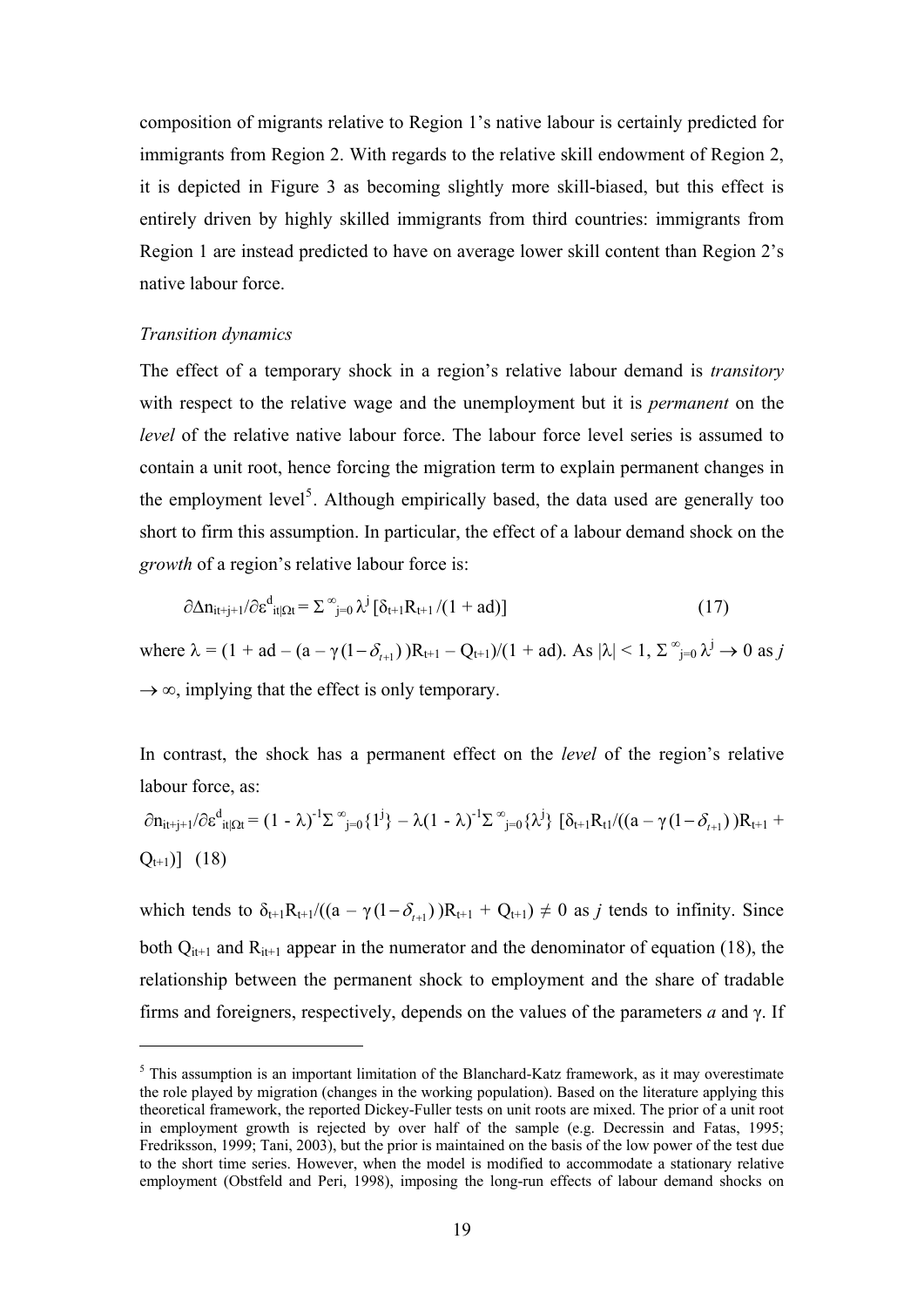composition of migrants relative to Region 1's native labour is certainly predicted for immigrants from Region 2. With regards to the relative skill endowment of Region 2, it is depicted in Figure 3 as becoming slightly more skill-biased, but this effect is entirely driven by highly skilled immigrants from third countries: immigrants from Region 1 are instead predicted to have on average lower skill content than Region 2's native labour force.

*Transition dynamics*

The effect of a temporary shock in a region's relative labour demand is *transitory* with respect to the relative wage and the unemployment but it is *permanent* on the *level* of the relative native labour force. The labour force level series is assumed to contain a unit root, hence forcing the migration term to explain permanent changes in the employment level[5]. Although empirically based, the data used are generally too short to firm this assumption. In particular, the effect of a labour demand shock on the *growth* of a region's relative labour force is:

$$\partial \Delta n_{it+j+1}/\partial \varepsilon^{d}_{it|\Omega t} = \Sigma^{\infty}_{j=0} \lambda^{j} [\delta_{t+1} R_{t+1} /(1 + ad)] \tag{17}$$

where $\lambda = (1 + ad - (a - \gamma(1-\delta_{t+1}))R_{t+1} - Q_{t+1})/(1 + ad)$. As $|\lambda| < 1$, $\Sigma^{\infty}_{j=0} \lambda^{j} \rightarrow 0$ as $j \rightarrow \infty$, implying that the effect is only temporary.

In contrast, the shock has a permanent effect on the *level* of the region's relative labour force, as:

$$\partial n_{it+j+1}/\partial \varepsilon^{d}_{it|\Omega t} = (1 - \lambda)^{-1} \Sigma^{\infty}_{j=0}\{1^{j}\} - \lambda(1 - \lambda)^{-1} \Sigma^{\infty}_{j=0}\{\lambda^{j}\} [\delta_{t+1} R_{t1}/((a - \gamma(1-\delta_{t+1}))R_{t+1} + Q_{t+1})] \quad (18)$$

which tends to $\delta_{t+1} R_{t+1}/((a - \gamma(1-\delta_{t+1}))R_{t+1} + Q_{t+1}) \neq 0$ as $j$ tends to infinity. Since both $Q_{it+1}$ and $R_{it+1}$ appear in the numerator and the denominator of equation (18), the relationship between the permanent shock to employment and the share of tradable firms and foreigners, respectively, depends on the values of the parameters $a$ and $\gamma$. If

[5] This assumption is an important limitation of the Blanchard-Katz framework, as it may overestimate the role played by migration (changes in the working population). Based on the literature applying this theoretical framework, the reported Dickey-Fuller tests on unit roots are mixed. The prior of a unit root in employment growth is rejected by over half of the sample (e.g. Decressin and Fatas, 1995; Fredriksson, 1999; Tani, 2003), but the prior is maintained on the basis of the low power of the test due to the short time series. However, when the model is modified to accommodate a stationary relative employment (Obstfeld and Peri, 1998), imposing the long-run effects of labour demand shocks on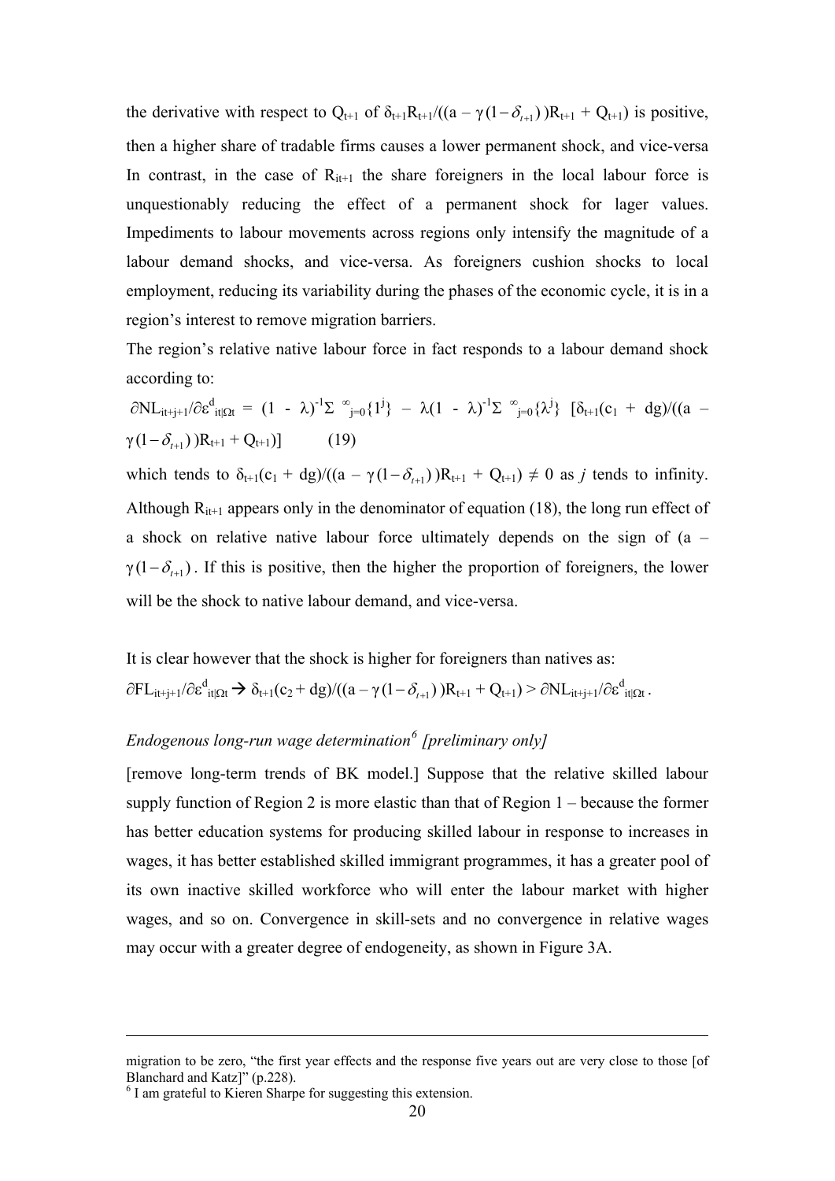the derivative with respect to $Q_{t+1}$ of $\delta_{t+1}R_{t+1}/((a - \gamma(1-\delta_{t+1}))R_{t+1} + Q_{t+1})$ is positive, then a higher share of tradable firms causes a lower permanent shock, and vice-versa In contrast, in the case of $R_{it+1}$ the share foreigners in the local labour force is unquestionably reducing the effect of a permanent shock for lager values. Impediments to labour movements across regions only intensify the magnitude of a labour demand shocks, and vice-versa. As foreigners cushion shocks to local employment, reducing its variability during the phases of the economic cycle, it is in a region's interest to remove migration barriers.

The region's relative native labour force in fact responds to a labour demand shock according to:

$$\partial NL_{it+j+1}/\partial \varepsilon^{d}_{it|\Omega t} = (1 - \lambda)^{-1}\Sigma^{\infty}_{j=0}\{1^{j}\} - \lambda(1 - \lambda)^{-1}\Sigma^{\infty}_{j=0}\{\lambda^{j}\} \; [\delta_{t+1}(c_1 + dg)/((a - \gamma(1-\delta_{t+1}))R_{t+1} + Q_{t+1})] \qquad (19)$$

which tends to $\delta_{t+1}(c_1 + dg)/((a - \gamma(1-\delta_{t+1}))R_{t+1} + Q_{t+1}) \neq 0$ as $j$ tends to infinity. Although $R_{it+1}$ appears only in the denominator of equation (18), the long run effect of a shock on relative native labour force ultimately depends on the sign of $(a - \gamma(1-\delta_{t+1}))$. If this is positive, then the higher the proportion of foreigners, the lower will be the shock to native labour demand, and vice-versa.

It is clear however that the shock is higher for foreigners than natives as:

$$\partial FL_{it+j+1}/\partial \varepsilon^{d}_{it|\Omega t} \rightarrow \delta_{t+1}(c_2 + dg)/((a - \gamma(1-\delta_{t+1}))R_{t+1} + Q_{t+1}) > \partial NL_{it+j+1}/\partial \varepsilon^{d}_{it|\Omega t}.$$

### *Endogenous long-run wage determination[6] [preliminary only]*

[remove long-term trends of BK model.] Suppose that the relative skilled labour supply function of Region 2 is more elastic than that of Region 1 – because the former has better education systems for producing skilled labour in response to increases in wages, it has better established skilled immigrant programmes, it has a greater pool of its own inactive skilled workforce who will enter the labour market with higher wages, and so on. Convergence in skill-sets and no convergence in relative wages may occur with a greater degree of endogeneity, as shown in Figure 3A.

---

migration to be zero, "the first year effects and the response five years out are very close to those [of Blanchard and Katz]" (p.228).

[6] I am grateful to Kieren Sharpe for suggesting this extension.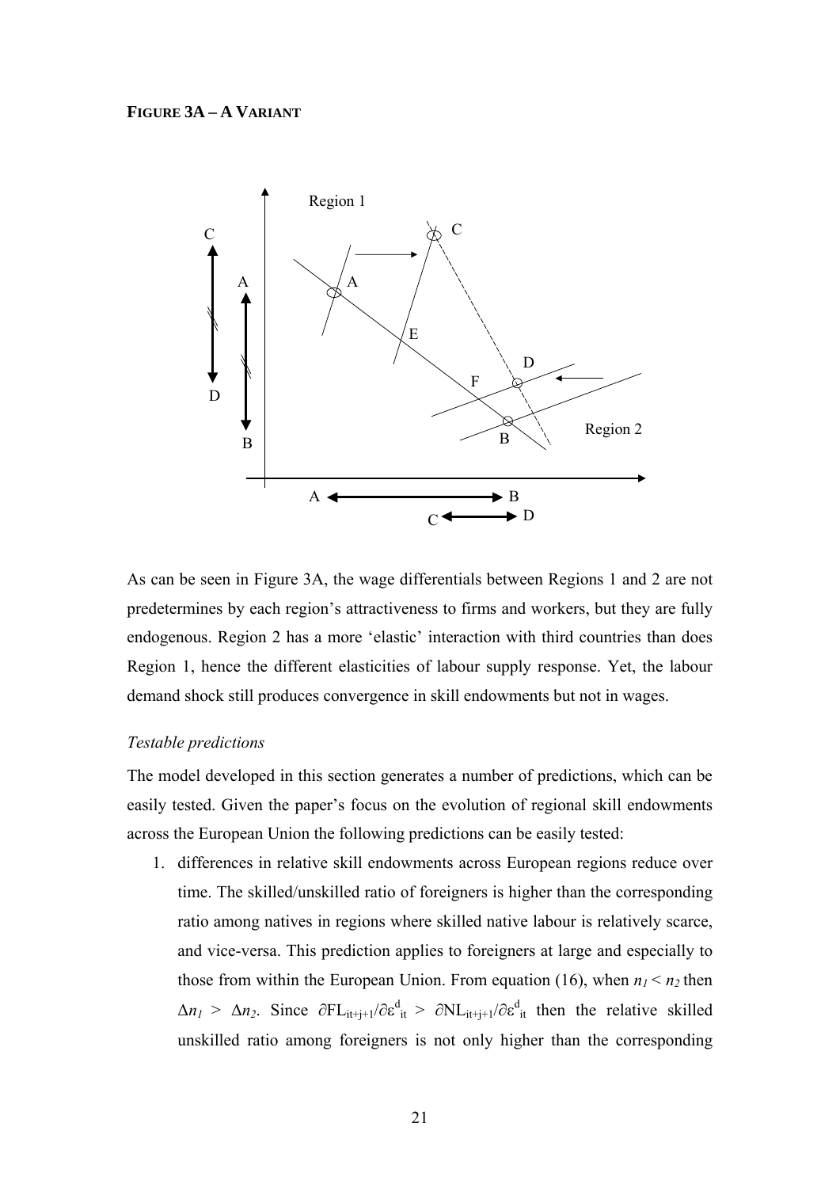**FIGURE 3A – A VARIANT**

As can be seen in Figure 3A, the wage differentials between Regions 1 and 2 are not predetermines by each region's attractiveness to firms and workers, but they are fully endogenous. Region 2 has a more 'elastic' interaction with third countries than does Region 1, hence the different elasticities of labour supply response. Yet, the labour demand shock still produces convergence in skill endowments but not in wages.

*Testable predictions*

The model developed in this section generates a number of predictions, which can be easily tested. Given the paper's focus on the evolution of regional skill endowments across the European Union the following predictions can be easily tested:

1. differences in relative skill endowments across European regions reduce over time. The skilled/unskilled ratio of foreigners is higher than the corresponding ratio among natives in regions where skilled native labour is relatively scarce, and vice-versa. This prediction applies to foreigners at large and especially to those from within the European Union. From equation (16), when $n_1 < n_2$ then $\Delta n_1 > \Delta n_2$. Since $\partial FL_{it+j+1}/\partial \varepsilon^d_{it} > \partial NL_{it+j+1}/\partial \varepsilon^d_{it}$ then the relative skilled unskilled ratio among foreigners is not only higher than the corresponding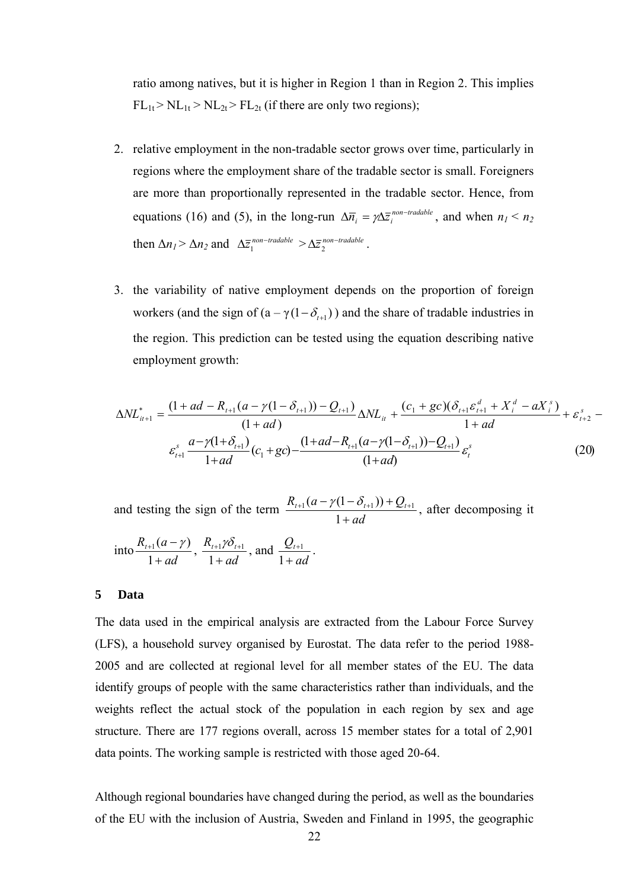ratio among natives, but it is higher in Region 1 than in Region 2. This implies $FL_{1t} > NL_{1t} > NL_{2t} > FL_{2t}$ (if there are only two regions);

2. relative employment in the non-tradable sector grows over time, particularly in regions where the employment share of the tradable sector is small. Foreigners are more than proportionally represented in the tradable sector. Hence, from equations (16) and (5), in the long-run $\Delta\overline{n}_i = \gamma\Delta\overline{z}_i^{non-tradable}$, and when $n_1 < n_2$ then $\Delta n_1 > \Delta n_2$ and $\Delta\overline{z}_1^{non-tradable} > \Delta\overline{z}_2^{non-tradable}$.

3. the variability of native employment depends on the proportion of foreign workers (and the sign of $(a - \gamma(1-\delta_{t+1}))$) and the share of tradable industries in the region. This prediction can be tested using the equation describing native employment growth:

$$\Delta NL_{it+1}^{*} = \frac{(1+ad - R_{t+1}(a-\gamma(1-\delta_{t+1})) - Q_{t+1})}{(1+ad)}\Delta NL_{it} + \frac{(c_1+gc)(\delta_{t+1}\varepsilon_{t+1}^{d} + X_i^{d} - aX_i^{s})}{1+ad} + \varepsilon_{t+2}^{s} -$$
$$\varepsilon_{t+1}^{s}\frac{a-\gamma(1+\delta_{t+1})}{1+ad}(c_1+gc) - \frac{(1+ad-R_{t+1}(a-\gamma(1-\delta_{t+1}))-Q_{t+1})}{(1+ad)}\varepsilon_t^{s} \tag{20}$$

and testing the sign of the term $\frac{R_{t+1}(a-\gamma(1-\delta_{t+1}))+Q_{t+1}}{1+ad}$, after decomposing it into $\frac{R_{t+1}(a-\gamma)}{1+ad}$, $\frac{R_{t+1}\gamma\delta_{t+1}}{1+ad}$, and $\frac{Q_{t+1}}{1+ad}$.

## 5 Data

The data used in the empirical analysis are extracted from the Labour Force Survey (LFS), a household survey organised by Eurostat. The data refer to the period 1988-2005 and are collected at regional level for all member states of the EU. The data identify groups of people with the same characteristics rather than individuals, and the weights reflect the actual stock of the population in each region by sex and age structure. There are 177 regions overall, across 15 member states for a total of 2,901 data points. The working sample is restricted with those aged 20-64.

Although regional boundaries have changed during the period, as well as the boundaries of the EU with the inclusion of Austria, Sweden and Finland in 1995, the geographic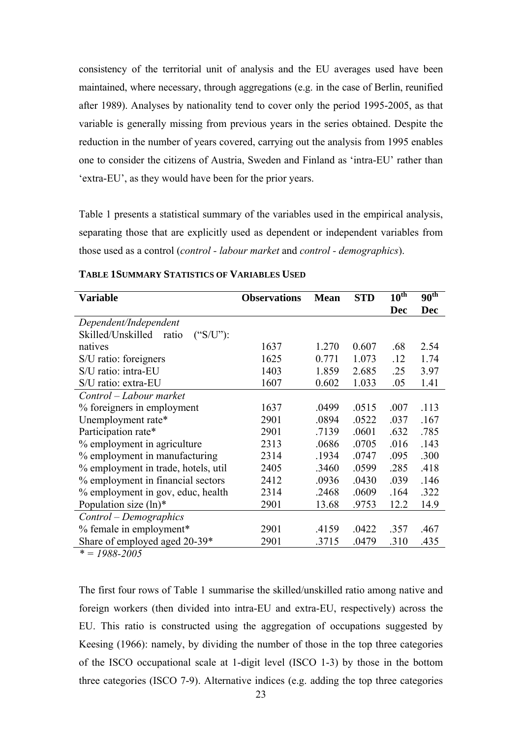consistency of the territorial unit of analysis and the EU averages used have been maintained, where necessary, through aggregations (e.g. in the case of Berlin, reunified after 1989). Analyses by nationality tend to cover only the period 1995-2005, as that variable is generally missing from previous years in the series obtained. Despite the reduction in the number of years covered, carrying out the analysis from 1995 enables one to consider the citizens of Austria, Sweden and Finland as 'intra-EU' rather than 'extra-EU', as they would have been for the prior years.

Table 1 presents a statistical summary of the variables used in the empirical analysis, separating those that are explicitly used as dependent or independent variables from those used as a control (*control - labour market* and *control - demographics*).

**TABLE 1SUMMARY STATISTICS OF VARIABLES USED**

| Variable | Observations | Mean | STD | 10th Dec | 90th Dec |
|---|---|---|---|---|---|
| *Dependent/Independent* | | | | | |
| Skilled/Unskilled ratio ("S/U"): natives | 1637 | 1.270 | 0.607 | .68 | 2.54 |
| S/U ratio: foreigners | 1625 | 0.771 | 1.073 | .12 | 1.74 |
| S/U ratio: intra-EU | 1403 | 1.859 | 2.685 | .25 | 3.97 |
| S/U ratio: extra-EU | 1607 | 0.602 | 1.033 | .05 | 1.41 |
| *Control – Labour market* | | | | | |
| % foreigners in employment | 1637 | .0499 | .0515 | .007 | .113 |
| Unemployment rate* | 2901 | .0894 | .0522 | .037 | .167 |
| Participation rate* | 2901 | .7139 | .0601 | .632 | .785 |
| % employment in agriculture | 2313 | .0686 | .0705 | .016 | .143 |
| % employment in manufacturing | 2314 | .1934 | .0747 | .095 | .300 |
| % employment in trade, hotels, util | 2405 | .3460 | .0599 | .285 | .418 |
| % employment in financial sectors | 2412 | .0936 | .0430 | .039 | .146 |
| % employment in gov, educ, health | 2314 | .2468 | .0609 | .164 | .322 |
| Population size (ln)* | 2901 | 13.68 | .9753 | 12.2 | 14.9 |
| *Control – Demographics* | | | | | |
| % female in employment* | 2901 | .4159 | .0422 | .357 | .467 |
| Share of employed aged 20-39* | 2901 | .3715 | .0479 | .310 | .435 |

*\* = 1988-2005*

The first four rows of Table 1 summarise the skilled/unskilled ratio among native and foreign workers (then divided into intra-EU and extra-EU, respectively) across the EU. This ratio is constructed using the aggregation of occupations suggested by Keesing (1966): namely, by dividing the number of those in the top three categories of the ISCO occupational scale at 1-digit level (ISCO 1-3) by those in the bottom three categories (ISCO 7-9). Alternative indices (e.g. adding the top three categories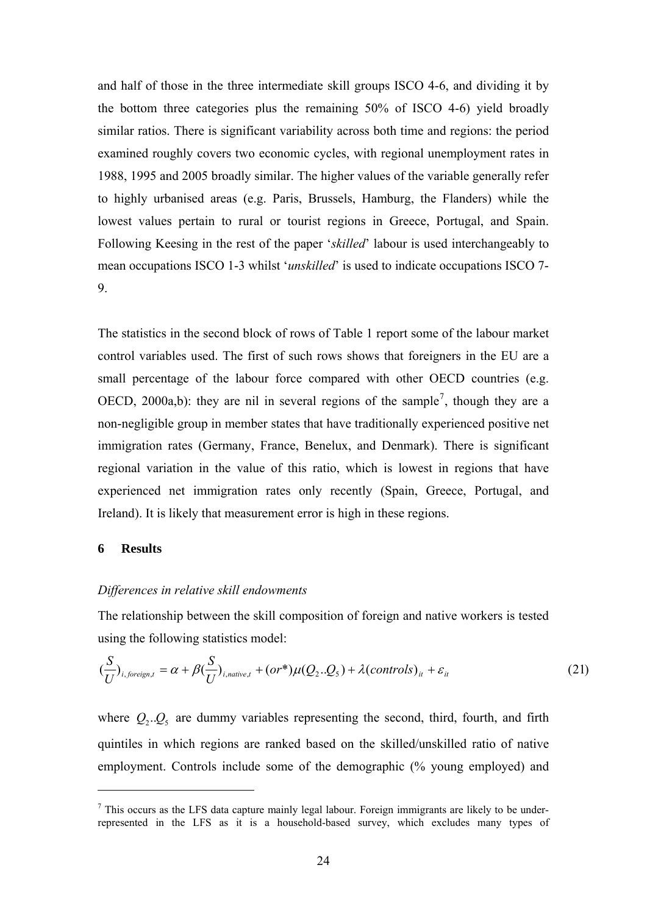and half of those in the three intermediate skill groups ISCO 4-6, and dividing it by the bottom three categories plus the remaining 50% of ISCO 4-6) yield broadly similar ratios. There is significant variability across both time and regions: the period examined roughly covers two economic cycles, with regional unemployment rates in 1988, 1995 and 2005 broadly similar. The higher values of the variable generally refer to highly urbanised areas (e.g. Paris, Brussels, Hamburg, the Flanders) while the lowest values pertain to rural or tourist regions in Greece, Portugal, and Spain. Following Keesing in the rest of the paper '*skilled*' labour is used interchangeably to mean occupations ISCO 1-3 whilst '*unskilled*' is used to indicate occupations ISCO 7-9.

The statistics in the second block of rows of Table 1 report some of the labour market control variables used. The first of such rows shows that foreigners in the EU are a small percentage of the labour force compared with other OECD countries (e.g. OECD, 2000a,b): they are nil in several regions of the sample[7], though they are a non-negligible group in member states that have traditionally experienced positive net immigration rates (Germany, France, Benelux, and Denmark). There is significant regional variation in the value of this ratio, which is lowest in regions that have experienced net immigration rates only recently (Spain, Greece, Portugal, and Ireland). It is likely that measurement error is high in these regions.

## 6 Results

*Differences in relative skill endowments*

The relationship between the skill composition of foreign and native workers is tested using the following statistics model:

$$\left(\frac{S}{U}\right)_{i,foreign,t} = \alpha + \beta\left(\frac{S}{U}\right)_{i,native,t} + (or^*)\mu(Q_2..Q_5) + \lambda(controls)_{it} + \varepsilon_{it} \tag{21}$$

where $Q_2..Q_5$ are dummy variables representing the second, third, fourth, and firth quintiles in which regions are ranked based on the skilled/unskilled ratio of native employment. Controls include some of the demographic (% young employed) and

[7] This occurs as the LFS data capture mainly legal labour. Foreign immigrants are likely to be under-represented in the LFS as it is a household-based survey, which excludes many types of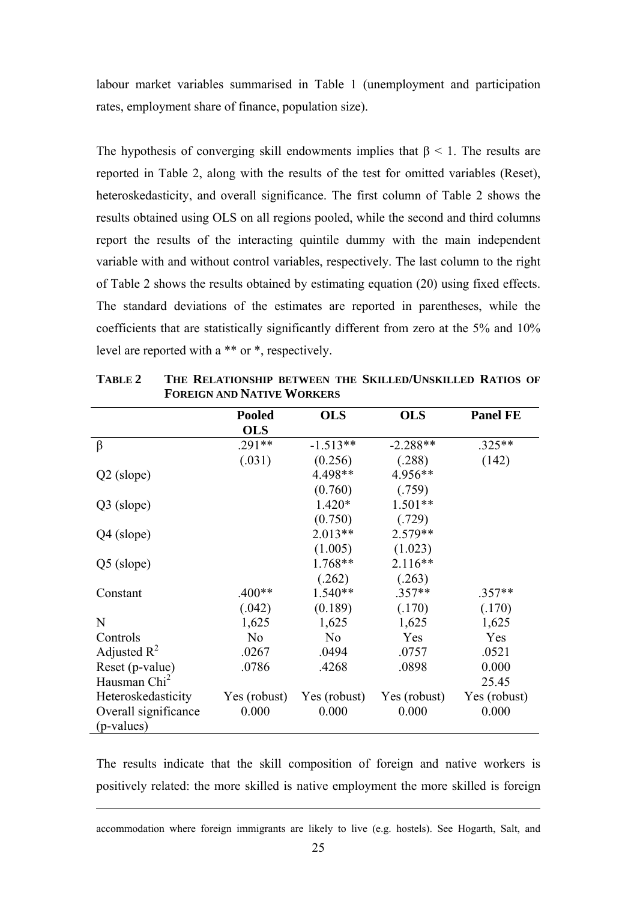labour market variables summarised in Table 1 (unemployment and participation rates, employment share of finance, population size).

The hypothesis of converging skill endowments implies that $\beta < 1$. The results are reported in Table 2, along with the results of the test for omitted variables (Reset), heteroskedasticity, and overall significance. The first column of Table 2 shows the results obtained using OLS on all regions pooled, while the second and third columns report the results of the interacting quintile dummy with the main independent variable with and without control variables, respectively. The last column to the right of Table 2 shows the results obtained by estimating equation (20) using fixed effects. The standard deviations of the estimates are reported in parentheses, while the coefficients that are statistically significantly different from zero at the 5% and 10% level are reported with a ** or *, respectively.

**TABLE 2 THE RELATIONSHIP BETWEEN THE SKILLED/UNSKILLED RATIOS OF FOREIGN AND NATIVE WORKERS**

| | Pooled OLS | OLS | OLS | Panel FE |
|---|---|---|---|---|
| $\beta$ | .291** | -1.513** | -2.288** | .325** |
| | (.031) | (0.256) | (.288) | (142) |
| Q2 (slope) | | 4.498** | 4.956** | |
| | | (0.760) | (.759) | |
| Q3 (slope) | | 1.420* | 1.501** | |
| | | (0.750) | (.729) | |
| Q4 (slope) | | 2.013** | 2.579** | |
| | | (1.005) | (1.023) | |
| Q5 (slope) | | 1.768** | 2.116** | |
| | | (.262) | (.263) | |
| Constant | .400** | 1.540** | .357** | .357** |
| | (.042) | (0.189) | (.170) | (.170) |
| N | 1,625 | 1,625 | 1,625 | 1,625 |
| Controls | No | No | Yes | Yes |
| Adjusted $R^2$ | .0267 | .0494 | .0757 | .0521 |
| Reset (p-value) | .0786 | .4268 | .0898 | 0.000 |
| Hausman $Chi^2$ | | | | 25.45 |
| Heteroskedasticity | Yes (robust) | Yes (robust) | Yes (robust) | Yes (robust) |
| Overall significance (p-values) | 0.000 | 0.000 | 0.000 | 0.000 |

The results indicate that the skill composition of foreign and native workers is positively related: the more skilled is native employment the more skilled is foreign

accommodation where foreign immigrants are likely to live (e.g. hostels). See Hogarth, Salt, and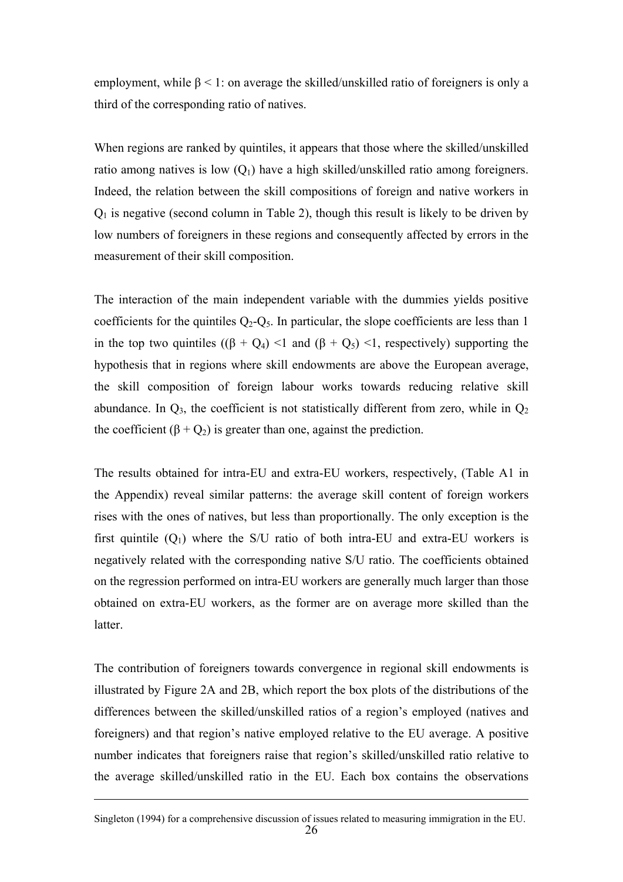employment, while $\beta < 1$: on average the skilled/unskilled ratio of foreigners is only a third of the corresponding ratio of natives.

When regions are ranked by quintiles, it appears that those where the skilled/unskilled ratio among natives is low ($Q_1$) have a high skilled/unskilled ratio among foreigners. Indeed, the relation between the skill compositions of foreign and native workers in $Q_1$ is negative (second column in Table 2), though this result is likely to be driven by low numbers of foreigners in these regions and consequently affected by errors in the measurement of their skill composition.

The interaction of the main independent variable with the dummies yields positive coefficients for the quintiles $Q_2$-$Q_5$. In particular, the slope coefficients are less than 1 in the top two quintiles (($\beta + Q_4$) <1 and ($\beta + Q_5$) <1, respectively) supporting the hypothesis that in regions where skill endowments are above the European average, the skill composition of foreign labour works towards reducing relative skill abundance. In $Q_3$, the coefficient is not statistically different from zero, while in $Q_2$ the coefficient ($\beta + Q_2$) is greater than one, against the prediction.

The results obtained for intra-EU and extra-EU workers, respectively, (Table A1 in the Appendix) reveal similar patterns: the average skill content of foreign workers rises with the ones of natives, but less than proportionally. The only exception is the first quintile ($Q_1$) where the S/U ratio of both intra-EU and extra-EU workers is negatively related with the corresponding native S/U ratio. The coefficients obtained on the regression performed on intra-EU workers are generally much larger than those obtained on extra-EU workers, as the former are on average more skilled than the latter.

The contribution of foreigners towards convergence in regional skill endowments is illustrated by Figure 2A and 2B, which report the box plots of the distributions of the differences between the skilled/unskilled ratios of a region's employed (natives and foreigners) and that region's native employed relative to the EU average. A positive number indicates that foreigners raise that region's skilled/unskilled ratio relative to the average skilled/unskilled ratio in the EU. Each box contains the observations

---

Singleton (1994) for a comprehensive discussion of issues related to measuring immigration in the EU.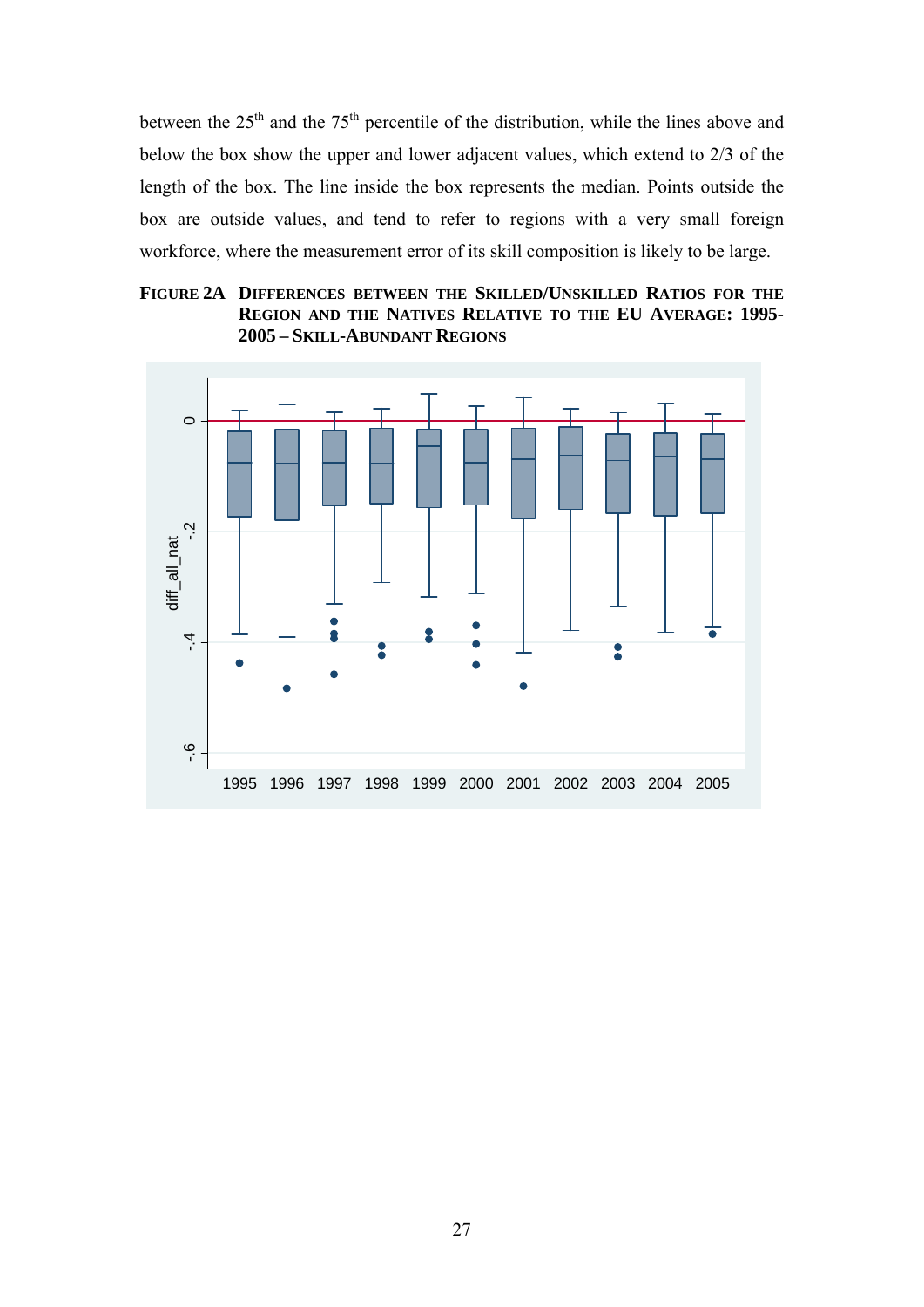between the 25th and the 75th percentile of the distribution, while the lines above and below the box show the upper and lower adjacent values, which extend to 2/3 of the length of the box. The line inside the box represents the median. Points outside the box are outside values, and tend to refer to regions with a very small foreign workforce, where the measurement error of its skill composition is likely to be large.

**FIGURE 2A DIFFERENCES BETWEEN THE SKILLED/UNSKILLED RATIOS FOR THE REGION AND THE NATIVES RELATIVE TO THE EU AVERAGE: 1995-2005 – SKILL-ABUNDANT REGIONS**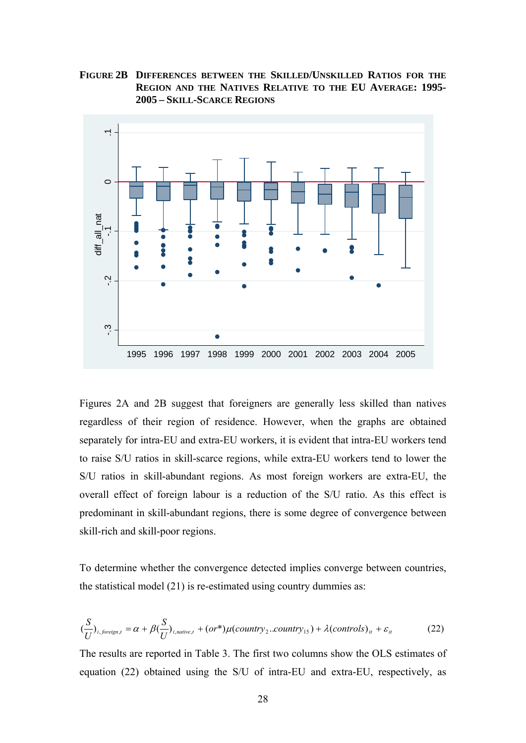**FIGURE 2B DIFFERENCES BETWEEN THE SKILLED/UNSKILLED RATIOS FOR THE REGION AND THE NATIVES RELATIVE TO THE EU AVERAGE: 1995-2005 – SKILL-SCARCE REGIONS**

Figures 2A and 2B suggest that foreigners are generally less skilled than natives regardless of their region of residence. However, when the graphs are obtained separately for intra-EU and extra-EU workers, it is evident that intra-EU workers tend to raise S/U ratios in skill-scarce regions, while extra-EU workers tend to lower the S/U ratios in skill-abundant regions. As most foreign workers are extra-EU, the overall effect of foreign labour is a reduction of the S/U ratio. As this effect is predominant in skill-abundant regions, there is some degree of convergence between skill-rich and skill-poor regions.

To determine whether the convergence detected implies converge between countries, the statistical model (21) is re-estimated using country dummies as:

$$\left(\frac{S}{U}\right)_{i,foreign,t} = \alpha + \beta\left(\frac{S}{U}\right)_{i,native,t} + (or^{*})\mu(country_2..country_{15}) + \lambda(controls)_{it} + \varepsilon_{it} \qquad (22)$$

The results are reported in Table 3. The first two columns show the OLS estimates of equation (22) obtained using the S/U of intra-EU and extra-EU, respectively, as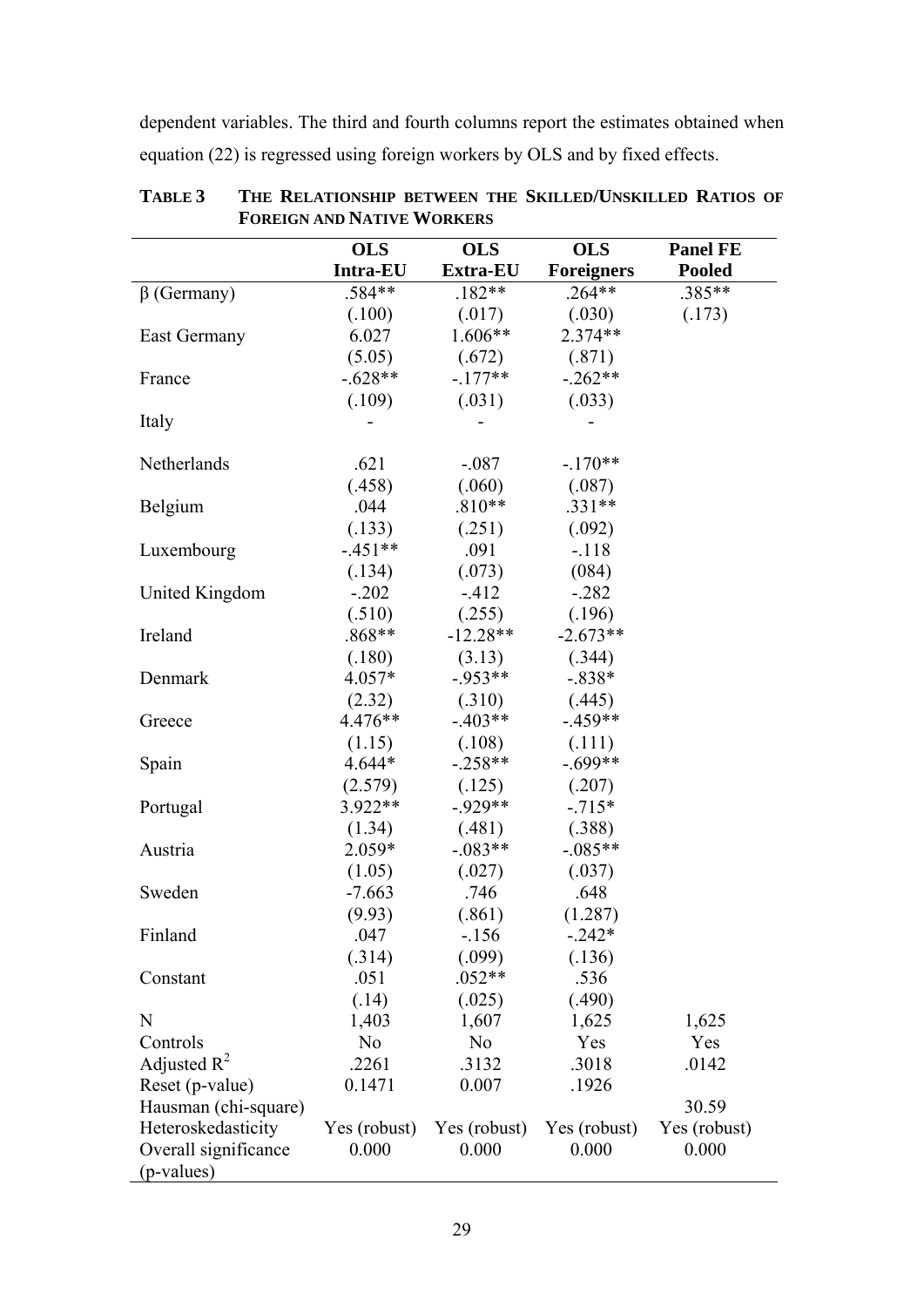dependent variables. The third and fourth columns report the estimates obtained when equation (22) is regressed using foreign workers by OLS and by fixed effects.

**TABLE 3 THE RELATIONSHIP BETWEEN THE SKILLED/UNSKILLED RATIOS OF FOREIGN AND NATIVE WORKERS**

| | **OLS Intra-EU** | **OLS Extra-EU** | **OLS Foreigners** | **Panel FE Pooled** |
|---|---|---|---|---|
| β (Germany) | .584** | .182** | .264** | .385** |
| | (.100) | (.017) | (.030) | (.173) |
| East Germany | 6.027 | 1.606** | 2.374** | |
| | (5.05) | (.672) | (.871) | |
| France | -.628** | -.177** | -.262** | |
| | (.109) | (.031) | (.033) | |
| Italy | - | - | - | |
| Netherlands | .621 | -.087 | -.170** | |
| | (.458) | (.060) | (.087) | |
| Belgium | .044 | .810** | .331** | |
| | (.133) | (.251) | (.092) | |
| Luxembourg | -.451** | .091 | -.118 | |
| | (.134) | (.073) | (084) | |
| United Kingdom | -.202 | -.412 | -.282 | |
| | (.510) | (.255) | (.196) | |
| Ireland | .868** | -12.28** | -2.673** | |
| | (.180) | (3.13) | (.344) | |
| Denmark | 4.057* | -.953** | -.838* | |
| | (2.32) | (.310) | (.445) | |
| Greece | 4.476** | -.403** | -.459** | |
| | (1.15) | (.108) | (.111) | |
| Spain | 4.644* | -.258** | -.699** | |
| | (2.579) | (.125) | (.207) | |
| Portugal | 3.922** | -.929** | -.715* | |
| | (1.34) | (.481) | (.388) | |
| Austria | 2.059* | -.083** | -.085** | |
| | (1.05) | (.027) | (.037) | |
| Sweden | -7.663 | .746 | .648 | |
| | (9.93) | (.861) | (1.287) | |
| Finland | .047 | -.156 | -.242* | |
| | (.314) | (.099) | (.136) | |
| Constant | .051 | .052** | .536 | |
| | (.14) | (.025) | (.490) | |
| N | 1,403 | 1,607 | 1,625 | 1,625 |
| Controls | No | No | Yes | Yes |
| Adjusted $R^2$ | .2261 | .3132 | .3018 | .0142 |
| Reset (p-value) | 0.1471 | 0.007 | .1926 | |
| Hausman (chi-square) | | | | 30.59 |
| Heteroskedasticity | Yes (robust) | Yes (robust) | Yes (robust) | Yes (robust) |
| Overall significance (p-values) | 0.000 | 0.000 | 0.000 | 0.000 |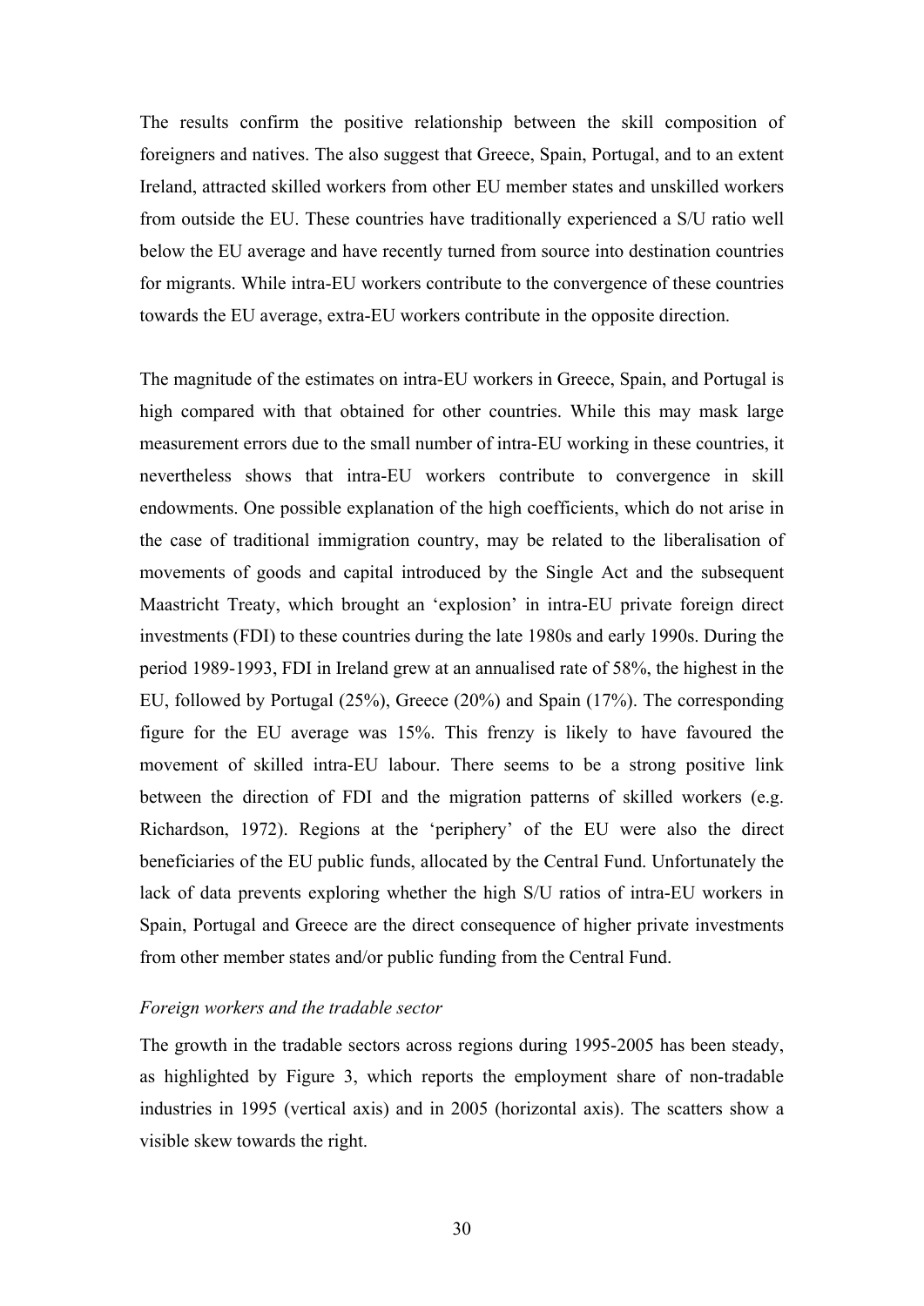The results confirm the positive relationship between the skill composition of foreigners and natives. The also suggest that Greece, Spain, Portugal, and to an extent Ireland, attracted skilled workers from other EU member states and unskilled workers from outside the EU. These countries have traditionally experienced a S/U ratio well below the EU average and have recently turned from source into destination countries for migrants. While intra-EU workers contribute to the convergence of these countries towards the EU average, extra-EU workers contribute in the opposite direction.

The magnitude of the estimates on intra-EU workers in Greece, Spain, and Portugal is high compared with that obtained for other countries. While this may mask large measurement errors due to the small number of intra-EU working in these countries, it nevertheless shows that intra-EU workers contribute to convergence in skill endowments. One possible explanation of the high coefficients, which do not arise in the case of traditional immigration country, may be related to the liberalisation of movements of goods and capital introduced by the Single Act and the subsequent Maastricht Treaty, which brought an 'explosion' in intra-EU private foreign direct investments (FDI) to these countries during the late 1980s and early 1990s. During the period 1989-1993, FDI in Ireland grew at an annualised rate of 58%, the highest in the EU, followed by Portugal (25%), Greece (20%) and Spain (17%). The corresponding figure for the EU average was 15%. This frenzy is likely to have favoured the movement of skilled intra-EU labour. There seems to be a strong positive link between the direction of FDI and the migration patterns of skilled workers (e.g. Richardson, 1972). Regions at the 'periphery' of the EU were also the direct beneficiaries of the EU public funds, allocated by the Central Fund. Unfortunately the lack of data prevents exploring whether the high S/U ratios of intra-EU workers in Spain, Portugal and Greece are the direct consequence of higher private investments from other member states and/or public funding from the Central Fund.

*Foreign workers and the tradable sector*

The growth in the tradable sectors across regions during 1995-2005 has been steady, as highlighted by Figure 3, which reports the employment share of non-tradable industries in 1995 (vertical axis) and in 2005 (horizontal axis). The scatters show a visible skew towards the right.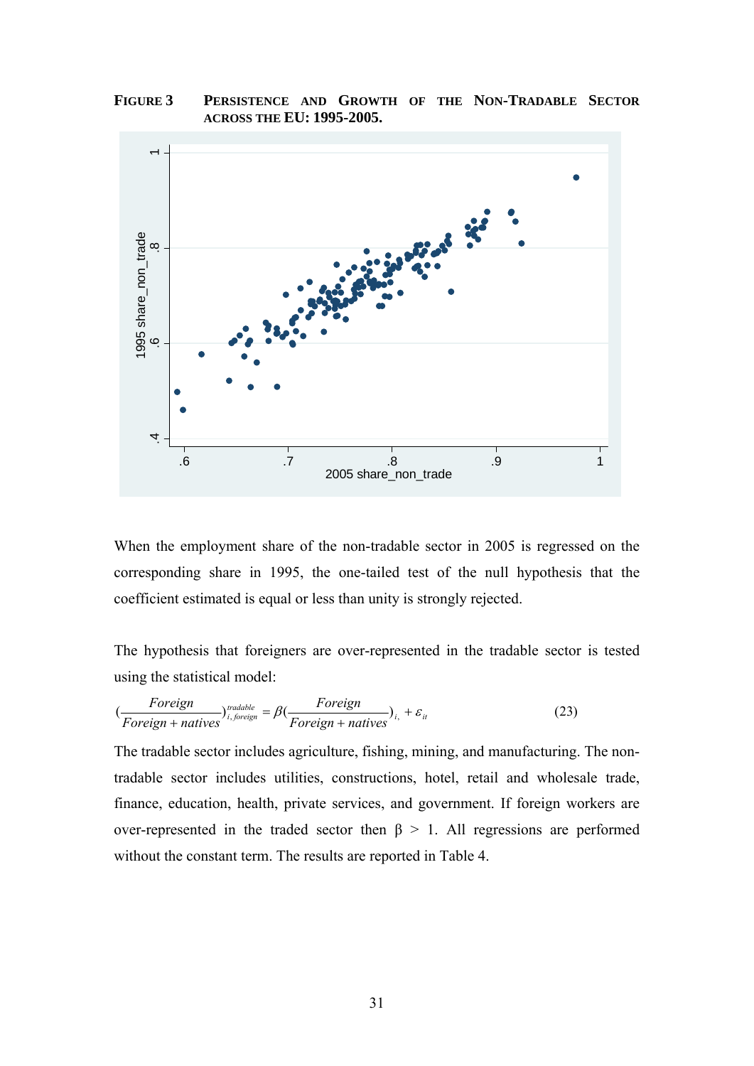**FIGURE 3 PERSISTENCE AND GROWTH OF THE NON-TRADABLE SECTOR ACROSS THE EU: 1995-2005.**

When the employment share of the non-tradable sector in 2005 is regressed on the corresponding share in 1995, the one-tailed test of the null hypothesis that the coefficient estimated is equal or less than unity is strongly rejected.

The hypothesis that foreigners are over-represented in the tradable sector is tested using the statistical model:

$$\left(\frac{Foreign}{Foreign + natives}\right)_{i,\,foreign}^{tradable} = \beta\left(\frac{Foreign}{Foreign + natives}\right)_{i,} + \varepsilon_{it} \tag{23}$$

The tradable sector includes agriculture, fishing, mining, and manufacturing. The non-tradable sector includes utilities, constructions, hotel, retail and wholesale trade, finance, education, health, private services, and government. If foreign workers are over-represented in the traded sector then $\beta > 1$. All regressions are performed without the constant term. The results are reported in Table 4.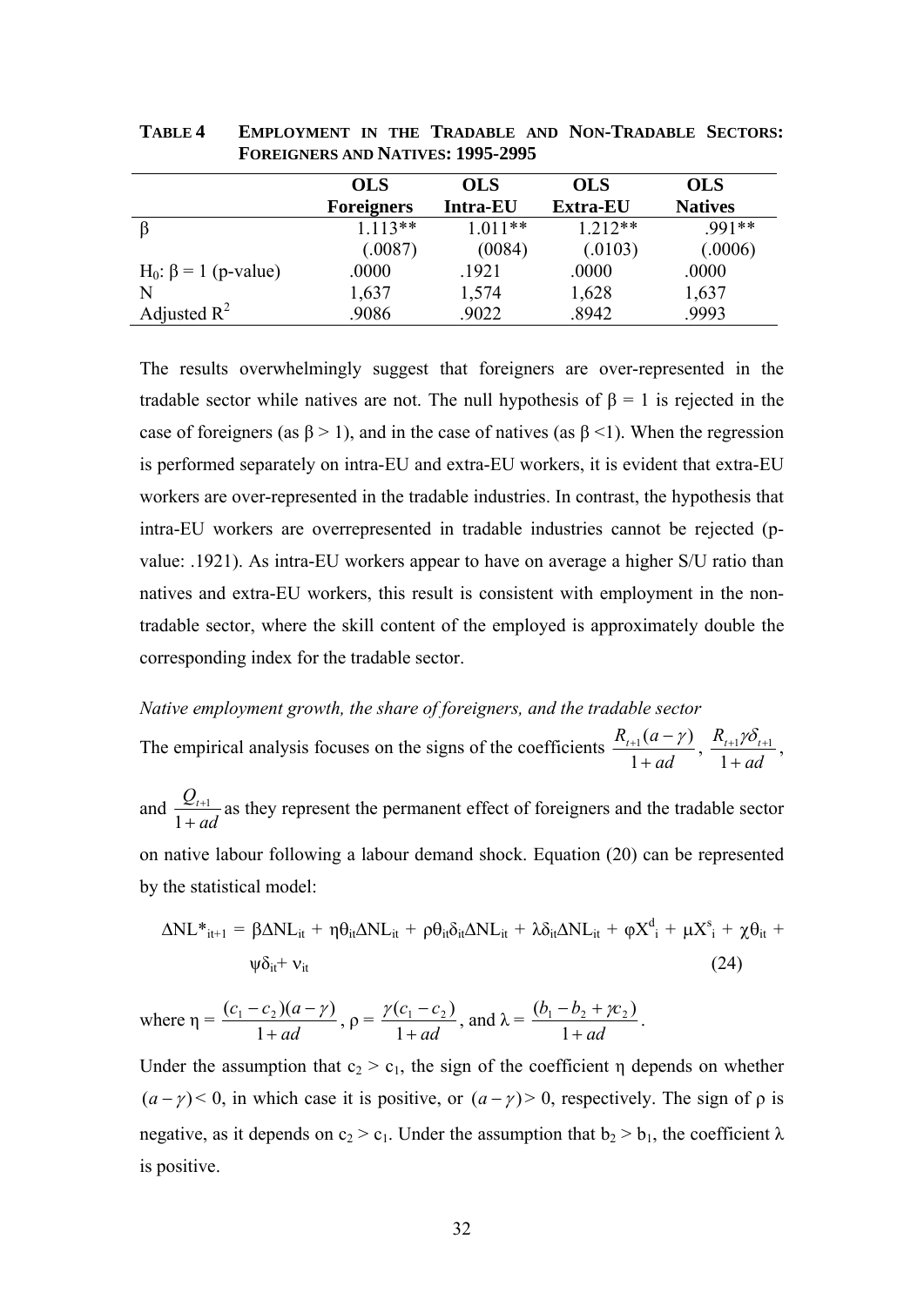**TABLE 4 EMPLOYMENT IN THE TRADABLE AND NON-TRADABLE SECTORS: FOREIGNERS AND NATIVES: 1995-2995**

| | OLS Foreigners | OLS Intra-EU | OLS Extra-EU | OLS Natives |
|---|---|---|---|---|
| β | 1.113** | 1.011** | 1.212** | .991** |
| | (.0087) | (0084) | (.0103) | (.0006) |
| $H_0$: β = 1 (p-value) | .0000 | .1921 | .0000 | .0000 |
| N | 1,637 | 1,574 | 1,628 | 1,637 |
| Adjusted $R^2$ | .9086 | .9022 | .8942 | .9993 |

The results overwhelmingly suggest that foreigners are over-represented in the tradable sector while natives are not. The null hypothesis of β = 1 is rejected in the case of foreigners (as β > 1), and in the case of natives (as β <1). When the regression is performed separately on intra-EU and extra-EU workers, it is evident that extra-EU workers are over-represented in the tradable industries. In contrast, the hypothesis that intra-EU workers are overrepresented in tradable industries cannot be rejected (p-value: .1921). As intra-EU workers appear to have on average a higher S/U ratio than natives and extra-EU workers, this result is consistent with employment in the non-tradable sector, where the skill content of the employed is approximately double the corresponding index for the tradable sector.

*Native employment growth, the share of foreigners, and the tradable sector*

The empirical analysis focuses on the signs of the coefficients $\frac{R_{t+1}(a-\gamma)}{1+ad}$, $\frac{R_{t+1}\gamma\delta_{t+1}}{1+ad}$, and $\frac{Q_{t+1}}{1+ad}$ as they represent the permanent effect of foreigners and the tradable sector on native labour following a labour demand shock. Equation (20) can be represented by the statistical model:

$$\Delta NL^*_{it+1} = \beta\Delta NL_{it} + \eta\theta_{it}\Delta NL_{it} + \rho\theta_{it}\delta_{it}\Delta NL_{it} + \lambda\delta_{it}\Delta NL_{it} + \varphi X^d_i + \mu X^s_i + \chi\theta_{it} + \psi\delta_{it} + \nu_{it} \quad (24)$$

where $\eta = \frac{(c_1-c_2)(a-\gamma)}{1+ad}$, $\rho = \frac{\gamma(c_1-c_2)}{1+ad}$, and $\lambda = \frac{(b_1-b_2+\gamma c_2)}{1+ad}$.

Under the assumption that $c_2 > c_1$, the sign of the coefficient η depends on whether $(a-\gamma) < 0$, in which case it is positive, or $(a-\gamma) > 0$, respectively. The sign of ρ is negative, as it depends on $c_2 > c_1$. Under the assumption that $b_2 > b_1$, the coefficient λ is positive.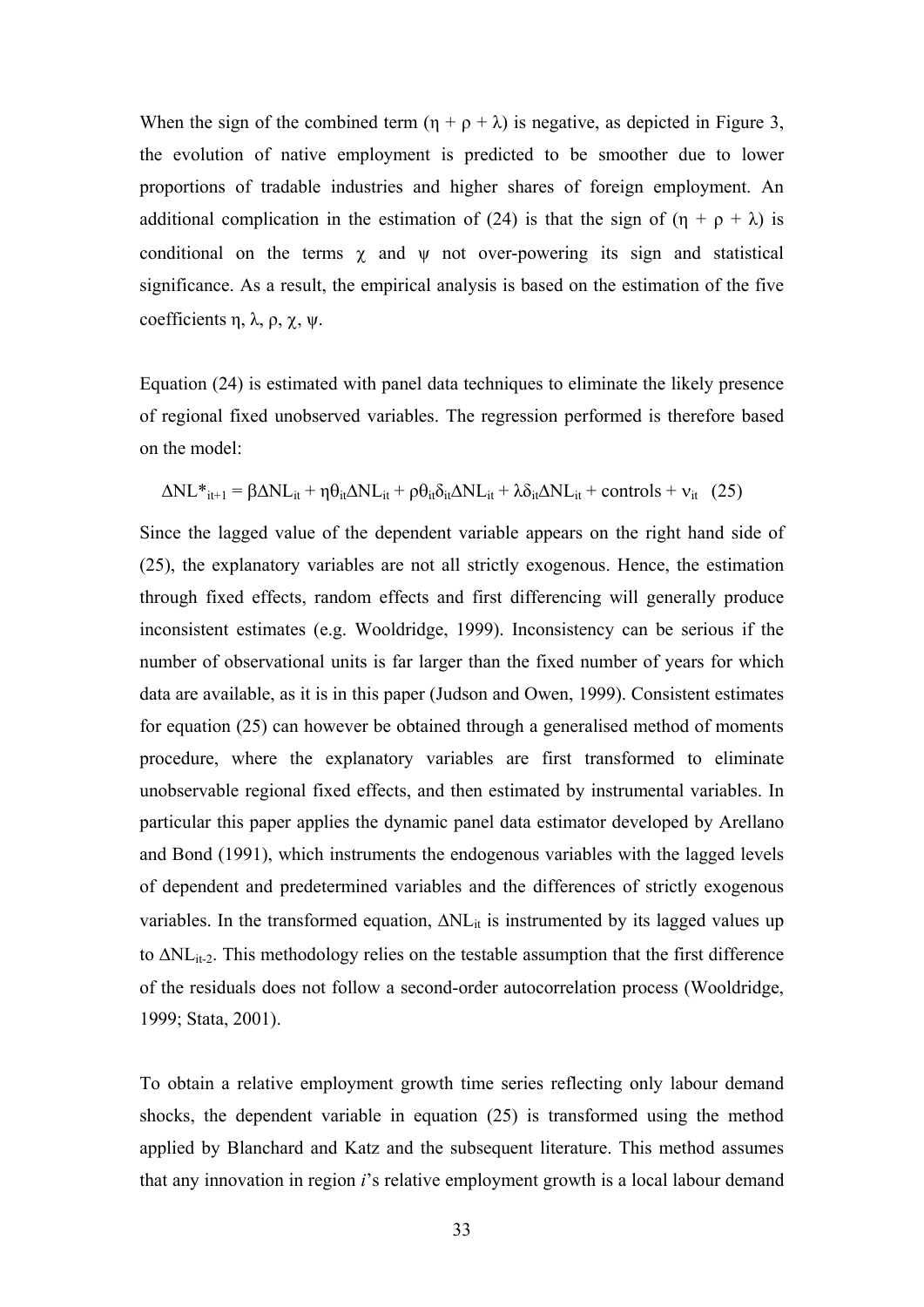When the sign of the combined term $(\eta + \rho + \lambda)$ is negative, as depicted in Figure 3, the evolution of native employment is predicted to be smoother due to lower proportions of tradable industries and higher shares of foreign employment. An additional complication in the estimation of (24) is that the sign of $(\eta + \rho + \lambda)$ is conditional on the terms $\chi$ and $\psi$ not over-powering its sign and statistical significance. As a result, the empirical analysis is based on the estimation of the five coefficients $\eta$, $\lambda$, $\rho$, $\chi$, $\psi$.

Equation (24) is estimated with panel data techniques to eliminate the likely presence of regional fixed unobserved variables. The regression performed is therefore based on the model:

$$\Delta NL^*_{it+1} = \beta\Delta NL_{it} + \eta\theta_{it}\Delta NL_{it} + \rho\theta_{it}\delta_{it}\Delta NL_{it} + \lambda\delta_{it}\Delta NL_{it} + \text{controls} + \nu_{it} \quad (25)$$

Since the lagged value of the dependent variable appears on the right hand side of (25), the explanatory variables are not all strictly exogenous. Hence, the estimation through fixed effects, random effects and first differencing will generally produce inconsistent estimates (e.g. Wooldridge, 1999). Inconsistency can be serious if the number of observational units is far larger than the fixed number of years for which data are available, as it is in this paper (Judson and Owen, 1999). Consistent estimates for equation (25) can however be obtained through a generalised method of moments procedure, where the explanatory variables are first transformed to eliminate unobservable regional fixed effects, and then estimated by instrumental variables. In particular this paper applies the dynamic panel data estimator developed by Arellano and Bond (1991), which instruments the endogenous variables with the lagged levels of dependent and predetermined variables and the differences of strictly exogenous variables. In the transformed equation, $\Delta NL_{it}$ is instrumented by its lagged values up to $\Delta NL_{it-2}$. This methodology relies on the testable assumption that the first difference of the residuals does not follow a second-order autocorrelation process (Wooldridge, 1999; Stata, 2001).

To obtain a relative employment growth time series reflecting only labour demand shocks, the dependent variable in equation (25) is transformed using the method applied by Blanchard and Katz and the subsequent literature. This method assumes that any innovation in region *i*'s relative employment growth is a local labour demand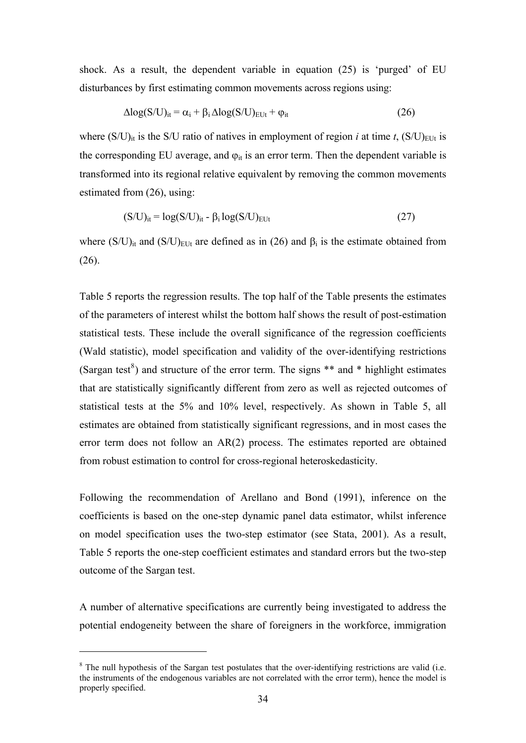shock. As a result, the dependent variable in equation (25) is 'purged' of EU disturbances by first estimating common movements across regions using:

$$\Delta \log(S/U)_{it} = \alpha_i + \beta_i \Delta \log(S/U)_{EUt} + \varphi_{it} \qquad (26)$$

where $(S/U)_{it}$ is the S/U ratio of natives in employment of region $i$ at time $t$, $(S/U)_{EUt}$ is the corresponding EU average, and $\varphi_{it}$ is an error term. Then the dependent variable is transformed into its regional relative equivalent by removing the common movements estimated from (26), using:

$$(S/U)_{it} = \log(S/U)_{it} - \beta_i \log(S/U)_{EUt} \qquad (27)$$

where $(S/U)_{it}$ and $(S/U)_{EUt}$ are defined as in (26) and $\beta_i$ is the estimate obtained from (26).

Table 5 reports the regression results. The top half of the Table presents the estimates of the parameters of interest whilst the bottom half shows the result of post-estimation statistical tests. These include the overall significance of the regression coefficients (Wald statistic), model specification and validity of the over-identifying restrictions (Sargan test[8]) and structure of the error term. The signs ** and * highlight estimates that are statistically significantly different from zero as well as rejected outcomes of statistical tests at the 5% and 10% level, respectively. As shown in Table 5, all estimates are obtained from statistically significant regressions, and in most cases the error term does not follow an AR(2) process. The estimates reported are obtained from robust estimation to control for cross-regional heteroskedasticity.

Following the recommendation of Arellano and Bond (1991), inference on the coefficients is based on the one-step dynamic panel data estimator, whilst inference on model specification uses the two-step estimator (see Stata, 2001). As a result, Table 5 reports the one-step coefficient estimates and standard errors but the two-step outcome of the Sargan test.

A number of alternative specifications are currently being investigated to address the potential endogeneity between the share of foreigners in the workforce, immigration

[8] The null hypothesis of the Sargan test postulates that the over-identifying restrictions are valid (i.e. the instruments of the endogenous variables are not correlated with the error term), hence the model is properly specified.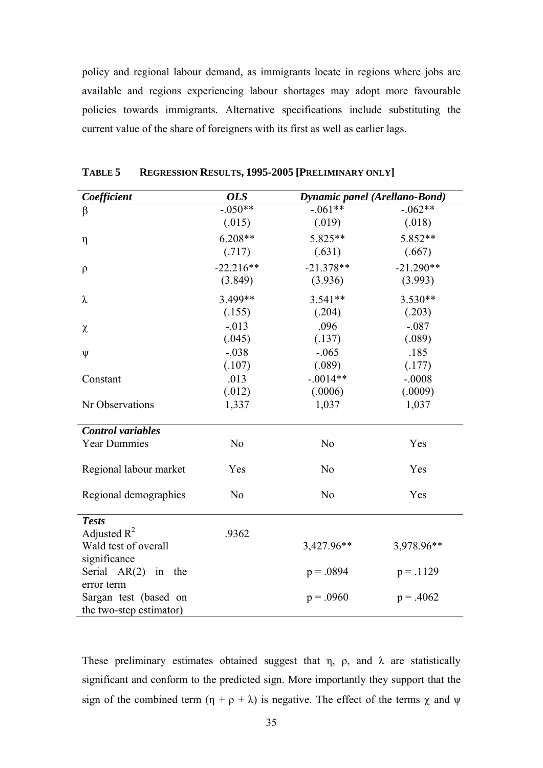policy and regional labour demand, as immigrants locate in regions where jobs are available and regions experiencing labour shortages may adopt more favourable policies towards immigrants. Alternative specifications include substituting the current value of the share of foreigners with its first as well as earlier lags.

**TABLE 5 REGRESSION RESULTS, 1995-2005 [PRELIMINARY ONLY]**

| ***Coefficient*** | ***OLS*** | ***Dynamic panel (Arellano-Bond)*** | |
|---|---|---|---|
| $\beta$ | -.050** | -.061** | -.062** |
| | (.015) | (.019) | (.018) |
| $\eta$ | 6.208** | 5.825** | 5.852** |
| | (.717) | (.631) | (.667) |
| $\rho$ | -22.216** | -21.378** | -21.290** |
| | (3.849) | (3.936) | (3.993) |
| $\lambda$ | 3.499** | 3.541** | 3.530** |
| | (.155) | (.204) | (.203) |
| $\chi$ | -.013 | .096 | -.087 |
| | (.045) | (.137) | (.089) |
| $\psi$ | -.038 | -.065 | .185 |
| | (.107) | (.089) | (.177) |
| Constant | .013 | -.0014** | -.0008 |
| | (.012) | (.0006) | (.0009) |
| Nr Observations | 1,337 | 1,037 | 1,037 |
| ***Control variables*** | | | |
| Year Dummies | No | No | Yes |
| Regional labour market | Yes | No | Yes |
| Regional demographics | No | No | Yes |
| ***Tests*** | | | |
| Adjusted $R^2$ | .9362 | | |
| Wald test of overall significance | | 3,427.96** | 3,978.96** |
| Serial AR(2) in the error term | | $p = .0894$ | $p = .1129$ |
| Sargan test (based on the two-step estimator) | | $p = .0960$ | $p = .4062$ |

These preliminary estimates obtained suggest that $\eta$, $\rho$, and $\lambda$ are statistically significant and conform to the predicted sign. More importantly they support that the sign of the combined term ($\eta + \rho + \lambda$) is negative. The effect of the terms $\chi$ and $\psi$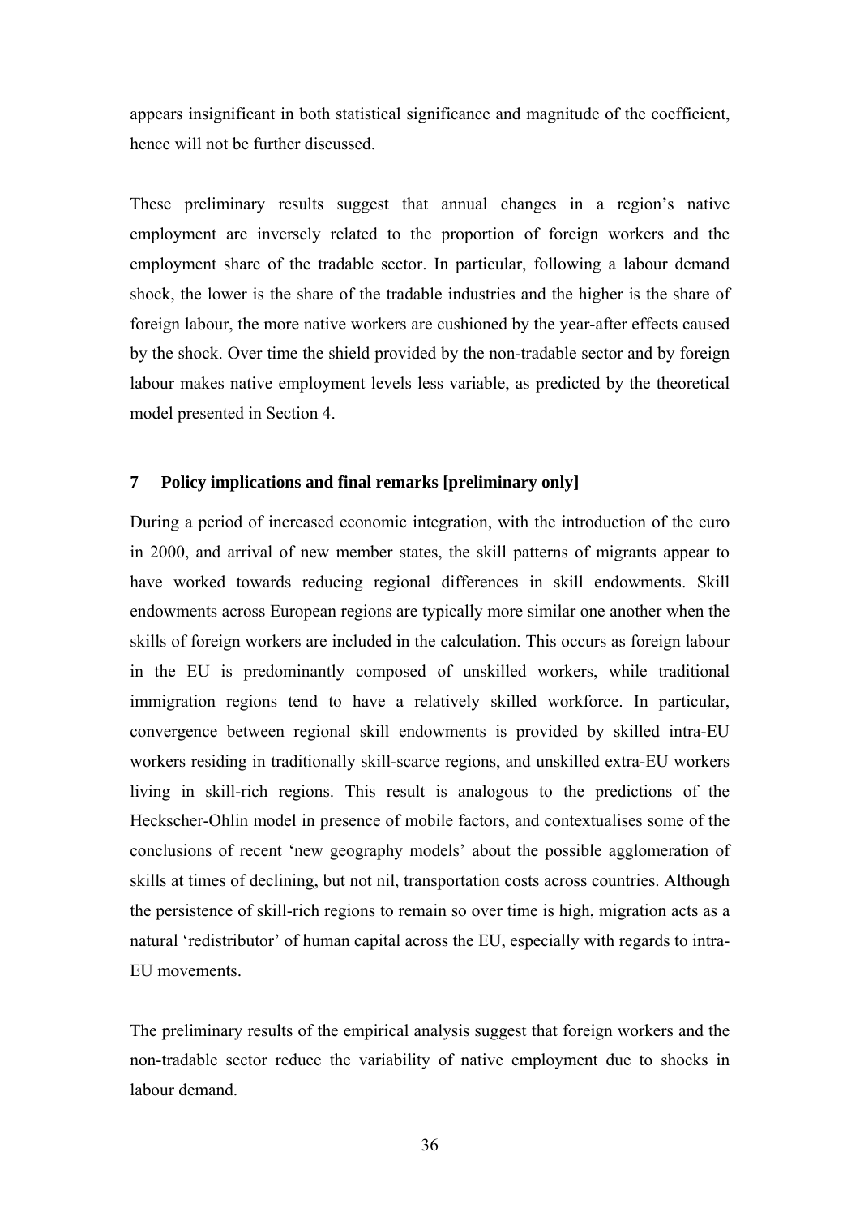appears insignificant in both statistical significance and magnitude of the coefficient, hence will not be further discussed.

These preliminary results suggest that annual changes in a region's native employment are inversely related to the proportion of foreign workers and the employment share of the tradable sector. In particular, following a labour demand shock, the lower is the share of the tradable industries and the higher is the share of foreign labour, the more native workers are cushioned by the year-after effects caused by the shock. Over time the shield provided by the non-tradable sector and by foreign labour makes native employment levels less variable, as predicted by the theoretical model presented in Section 4.

## 7 Policy implications and final remarks [preliminary only]

During a period of increased economic integration, with the introduction of the euro in 2000, and arrival of new member states, the skill patterns of migrants appear to have worked towards reducing regional differences in skill endowments. Skill endowments across European regions are typically more similar one another when the skills of foreign workers are included in the calculation. This occurs as foreign labour in the EU is predominantly composed of unskilled workers, while traditional immigration regions tend to have a relatively skilled workforce. In particular, convergence between regional skill endowments is provided by skilled intra-EU workers residing in traditionally skill-scarce regions, and unskilled extra-EU workers living in skill-rich regions. This result is analogous to the predictions of the Heckscher-Ohlin model in presence of mobile factors, and contextualises some of the conclusions of recent 'new geography models' about the possible agglomeration of skills at times of declining, but not nil, transportation costs across countries. Although the persistence of skill-rich regions to remain so over time is high, migration acts as a natural 'redistributor' of human capital across the EU, especially with regards to intra-EU movements.

The preliminary results of the empirical analysis suggest that foreign workers and the non-tradable sector reduce the variability of native employment due to shocks in labour demand.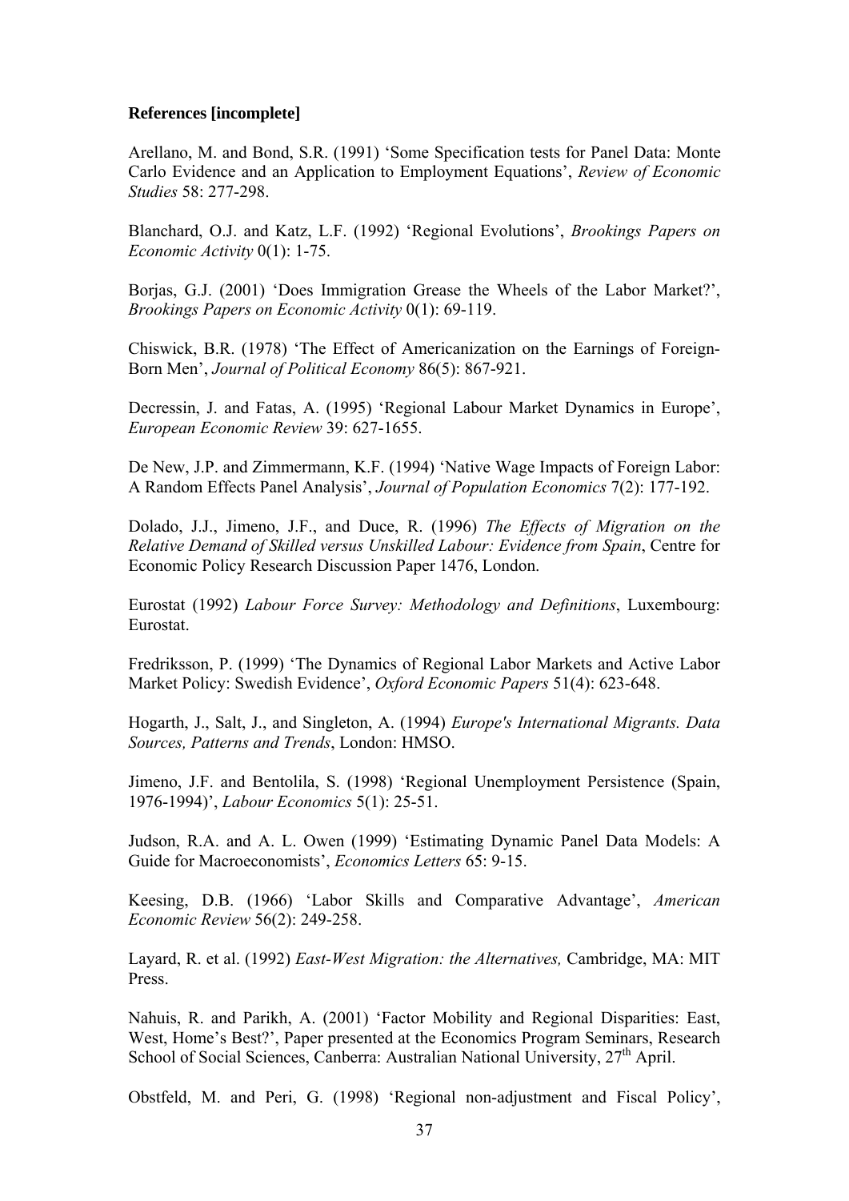**References [incomplete]**

Arellano, M. and Bond, S.R. (1991) 'Some Specification tests for Panel Data: Monte Carlo Evidence and an Application to Employment Equations', *Review of Economic Studies* 58: 277-298.

Blanchard, O.J. and Katz, L.F. (1992) 'Regional Evolutions', *Brookings Papers on Economic Activity* 0(1): 1-75.

Borjas, G.J. (2001) 'Does Immigration Grease the Wheels of the Labor Market?', *Brookings Papers on Economic Activity* 0(1): 69-119.

Chiswick, B.R. (1978) 'The Effect of Americanization on the Earnings of Foreign-Born Men', *Journal of Political Economy* 86(5): 867-921.

Decressin, J. and Fatas, A. (1995) 'Regional Labour Market Dynamics in Europe', *European Economic Review* 39: 627-1655.

De New, J.P. and Zimmermann, K.F. (1994) 'Native Wage Impacts of Foreign Labor: A Random Effects Panel Analysis', *Journal of Population Economics* 7(2): 177-192.

Dolado, J.J., Jimeno, J.F., and Duce, R. (1996) *The Effects of Migration on the Relative Demand of Skilled versus Unskilled Labour: Evidence from Spain*, Centre for Economic Policy Research Discussion Paper 1476, London.

Eurostat (1992) *Labour Force Survey: Methodology and Definitions*, Luxembourg: Eurostat.

Fredriksson, P. (1999) 'The Dynamics of Regional Labor Markets and Active Labor Market Policy: Swedish Evidence', *Oxford Economic Papers* 51(4): 623-648.

Hogarth, J., Salt, J., and Singleton, A. (1994) *Europe's International Migrants. Data Sources, Patterns and Trends*, London: HMSO.

Jimeno, J.F. and Bentolila, S. (1998) 'Regional Unemployment Persistence (Spain, 1976-1994)', *Labour Economics* 5(1): 25-51.

Judson, R.A. and A. L. Owen (1999) 'Estimating Dynamic Panel Data Models: A Guide for Macroeconomists', *Economics Letters* 65: 9-15.

Keesing, D.B. (1966) 'Labor Skills and Comparative Advantage', *American Economic Review* 56(2): 249-258.

Layard, R. et al. (1992) *East-West Migration: the Alternatives,* Cambridge, MA: MIT Press.

Nahuis, R. and Parikh, A. (2001) 'Factor Mobility and Regional Disparities: East, West, Home's Best?', Paper presented at the Economics Program Seminars, Research School of Social Sciences, Canberra: Australian National University, 27th April.

Obstfeld, M. and Peri, G. (1998) 'Regional non-adjustment and Fiscal Policy',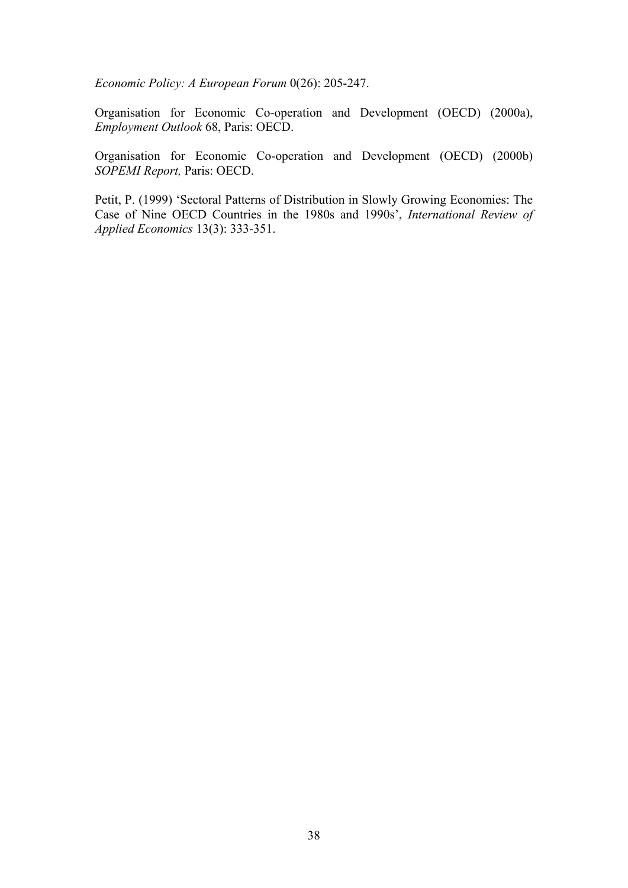*Economic Policy: A European Forum* 0(26): 205-247.

Organisation for Economic Co-operation and Development (OECD) (2000a), *Employment Outlook* 68, Paris: OECD.

Organisation for Economic Co-operation and Development (OECD) (2000b) *SOPEMI Report,* Paris: OECD.

Petit, P. (1999) 'Sectoral Patterns of Distribution in Slowly Growing Economies: The Case of Nine OECD Countries in the 1980s and 1990s', *International Review of Applied Economics* 13(3): 333-351.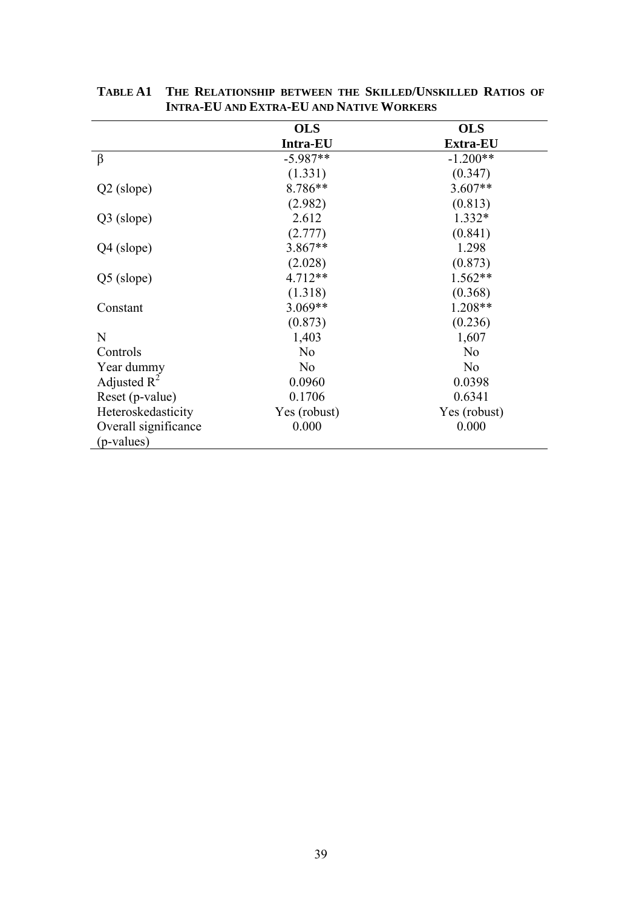**TABLE A1 THE RELATIONSHIP BETWEEN THE SKILLED/UNSKILLED RATIOS OF INTRA-EU AND EXTRA-EU AND NATIVE WORKERS**

| | **OLS** | **OLS** |
|---|---|---|
| | **Intra-EU** | **Extra-EU** |
| β | -5.987** | -1.200** |
| | (1.331) | (0.347) |
| Q2 (slope) | 8.786** | 3.607** |
| | (2.982) | (0.813) |
| Q3 (slope) | 2.612 | 1.332* |
| | (2.777) | (0.841) |
| Q4 (slope) | 3.867** | 1.298 |
| | (2.028) | (0.873) |
| Q5 (slope) | 4.712** | 1.562** |
| | (1.318) | (0.368) |
| Constant | 3.069** | 1.208** |
| | (0.873) | (0.236) |
| N | 1,403 | 1,607 |
| Controls | No | No |
| Year dummy | No | No |
| Adjusted $R^2$ | 0.0960 | 0.0398 |
| Reset (p-value) | 0.1706 | 0.6341 |
| Heteroskedasticity | Yes (robust) | Yes (robust) |
| Overall significance (p-values) | 0.000 | 0.000 |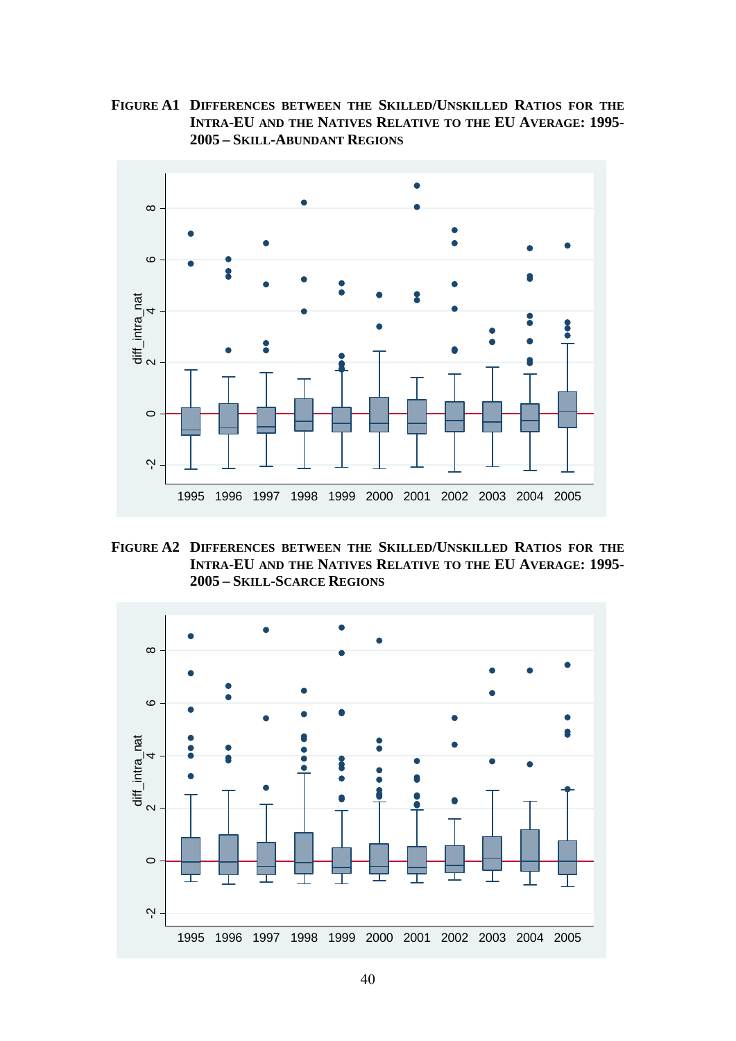**FIGURE A1 DIFFERENCES BETWEEN THE SKILLED/UNSKILLED RATIOS FOR THE INTRA-EU AND THE NATIVES RELATIVE TO THE EU AVERAGE: 1995-2005 – SKILL-ABUNDANT REGIONS**

**FIGURE A2 DIFFERENCES BETWEEN THE SKILLED/UNSKILLED RATIOS FOR THE INTRA-EU AND THE NATIVES RELATIVE TO THE EU AVERAGE: 1995-2005 – SKILL-SCARCE REGIONS**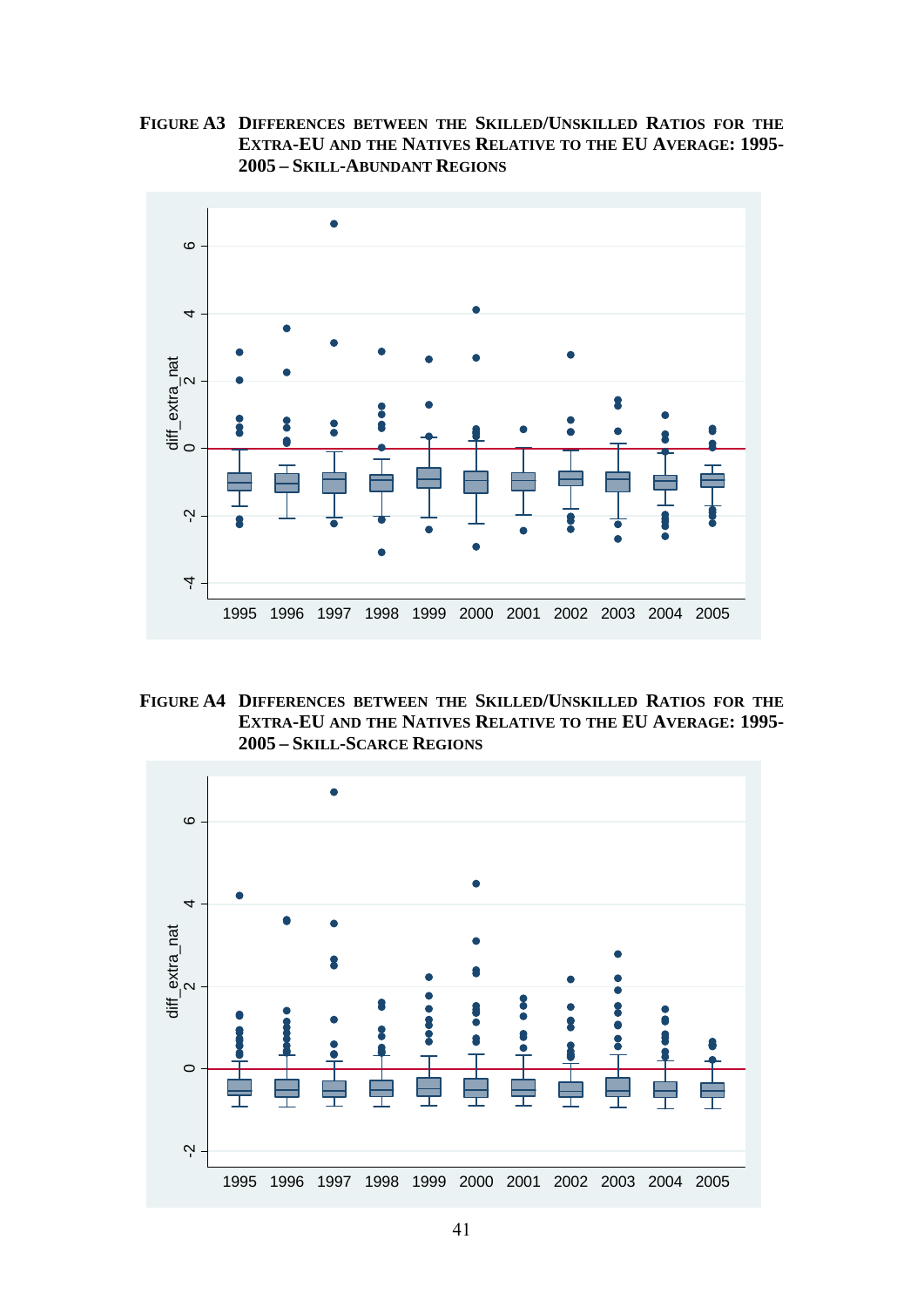**FIGURE A3 DIFFERENCES BETWEEN THE SKILLED/UNSKILLED RATIOS FOR THE EXTRA-EU AND THE NATIVES RELATIVE TO THE EU AVERAGE: 1995-2005 – SKILL-ABUNDANT REGIONS**

diff_extra_nat

6
4
2
0
-2
-4

1995 1996 1997 1998 1999 2000 2001 2002 2003 2004 2005

**FIGURE A4 DIFFERENCES BETWEEN THE SKILLED/UNSKILLED RATIOS FOR THE EXTRA-EU AND THE NATIVES RELATIVE TO THE EU AVERAGE: 1995-2005 – SKILL-SCARCE REGIONS**

diff_extra_nat

6
4
2
0
-2

1995 1996 1997 1998 1999 2000 2001 2002 2003 2004 2005